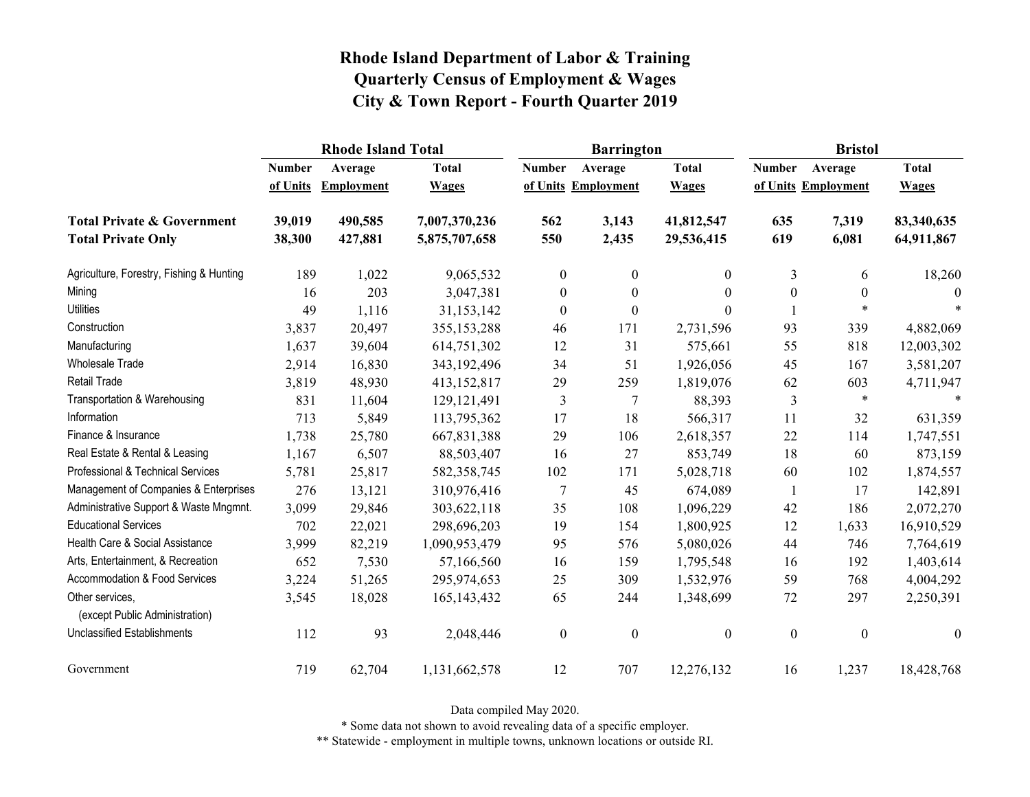# Rhode Island Department of Labor & Training
## Quarterly Census of Employment & Wages
## City & Town Report - Fourth Quarter 2019

| | Rhode Island Total | | | Barrington | | | Bristol | | |
|---|---|---|---|---|---|---|---|---|---|
| | Number of Units | Average Employment | Total Wages | Number of Units | Average Employment | Total Wages | Number of Units | Average Employment | Total Wages |
| **Total Private & Government** | **39,019** | **490,585** | **7,007,370,236** | **562** | **3,143** | **41,812,547** | **635** | **7,319** | **83,340,635** |
| **Total Private Only** | **38,300** | **427,881** | **5,875,707,658** | **550** | **2,435** | **29,536,415** | **619** | **6,081** | **64,911,867** |
| Agriculture, Forestry, Fishing & Hunting | 189 | 1,022 | 9,065,532 | 0 | 0 | 0 | 3 | 6 | 18,260 |
| Mining | 16 | 203 | 3,047,381 | 0 | 0 | 0 | 0 | 0 | 0 |
| Utilities | 49 | 1,116 | 31,153,142 | 0 | 0 | 0 | 1 | * | * |
| Construction | 3,837 | 20,497 | 355,153,288 | 46 | 171 | 2,731,596 | 93 | 339 | 4,882,069 |
| Manufacturing | 1,637 | 39,604 | 614,751,302 | 12 | 31 | 575,661 | 55 | 818 | 12,003,302 |
| Wholesale Trade | 2,914 | 16,830 | 343,192,496 | 34 | 51 | 1,926,056 | 45 | 167 | 3,581,207 |
| Retail Trade | 3,819 | 48,930 | 413,152,817 | 29 | 259 | 1,819,076 | 62 | 603 | 4,711,947 |
| Transportation & Warehousing | 831 | 11,604 | 129,121,491 | 3 | 7 | 88,393 | 3 | * | * |
| Information | 713 | 5,849 | 113,795,362 | 17 | 18 | 566,317 | 11 | 32 | 631,359 |
| Finance & Insurance | 1,738 | 25,780 | 667,831,388 | 29 | 106 | 2,618,357 | 22 | 114 | 1,747,551 |
| Real Estate & Rental & Leasing | 1,167 | 6,507 | 88,503,407 | 16 | 27 | 853,749 | 18 | 60 | 873,159 |
| Professional & Technical Services | 5,781 | 25,817 | 582,358,745 | 102 | 171 | 5,028,718 | 60 | 102 | 1,874,557 |
| Management of Companies & Enterprises | 276 | 13,121 | 310,976,416 | 7 | 45 | 674,089 | 1 | 17 | 142,891 |
| Administrative Support & Waste Mngmnt. | 3,099 | 29,846 | 303,622,118 | 35 | 108 | 1,096,229 | 42 | 186 | 2,072,270 |
| Educational Services | 702 | 22,021 | 298,696,203 | 19 | 154 | 1,800,925 | 12 | 1,633 | 16,910,529 |
| Health Care & Social Assistance | 3,999 | 82,219 | 1,090,953,479 | 95 | 576 | 5,080,026 | 44 | 746 | 7,764,619 |
| Arts, Entertainment, & Recreation | 652 | 7,530 | 57,166,560 | 16 | 159 | 1,795,548 | 16 | 192 | 1,403,614 |
| Accommodation & Food Services | 3,224 | 51,265 | 295,974,653 | 25 | 309 | 1,532,976 | 59 | 768 | 4,004,292 |
| Other services, (except Public Administration) | 3,545 | 18,028 | 165,143,432 | 65 | 244 | 1,348,699 | 72 | 297 | 2,250,391 |
| Unclassified Establishments | 112 | 93 | 2,048,446 | 0 | 0 | 0 | 0 | 0 | 0 |
| Government | 719 | 62,704 | 1,131,662,578 | 12 | 707 | 12,276,132 | 16 | 1,237 | 18,428,768 |

Data compiled May 2020.

* Some data not shown to avoid revealing data of a specific employer.

** Statewide - employment in multiple towns, unknown locations or outside RI.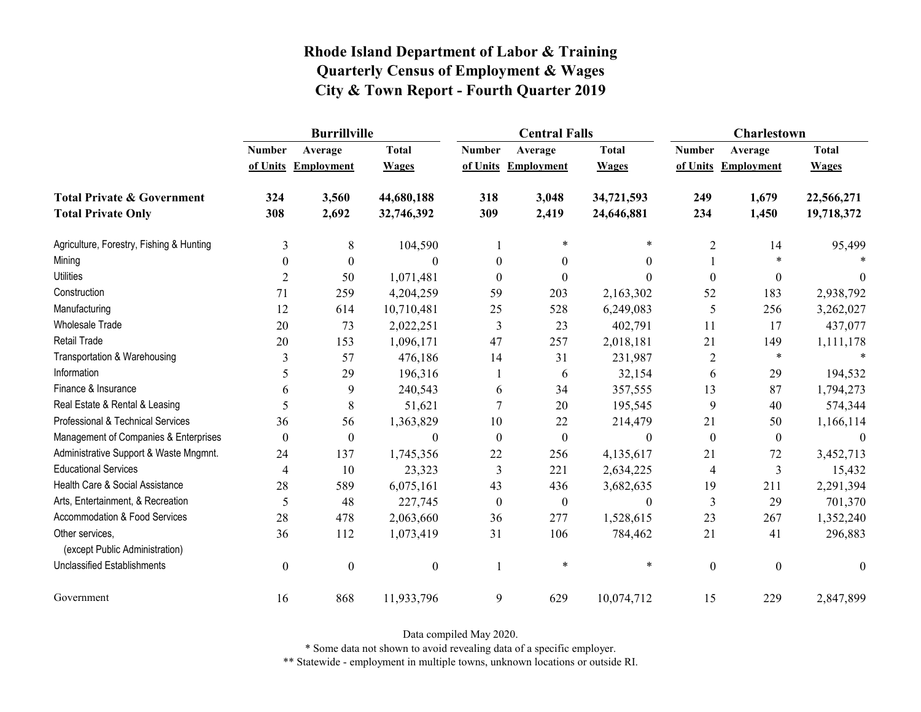# Rhode Island Department of Labor & Training
## Quarterly Census of Employment & Wages
## City & Town Report - Fourth Quarter 2019

| | Burrillville | | | Central Falls | | | Charlestown | | |
|---|---|---|---|---|---|---|---|---|---|
| | Number of Units | Average Employment | Total Wages | Number of Units | Average Employment | Total Wages | Number of Units | Average Employment | Total Wages |
| **Total Private & Government** | **324** | **3,560** | **44,680,188** | **318** | **3,048** | **34,721,593** | **249** | **1,679** | **22,566,271** |
| **Total Private Only** | **308** | **2,692** | **32,746,392** | **309** | **2,419** | **24,646,881** | **234** | **1,450** | **19,718,372** |
| Agriculture, Forestry, Fishing & Hunting | 3 | 8 | 104,590 | 1 | * | * | 2 | 14 | 95,499 |
| Mining | 0 | 0 | 0 | 0 | 0 | 0 | 1 | * | * |
| Utilities | 2 | 50 | 1,071,481 | 0 | 0 | 0 | 0 | 0 | 0 |
| Construction | 71 | 259 | 4,204,259 | 59 | 203 | 2,163,302 | 52 | 183 | 2,938,792 |
| Manufacturing | 12 | 614 | 10,710,481 | 25 | 528 | 6,249,083 | 5 | 256 | 3,262,027 |
| Wholesale Trade | 20 | 73 | 2,022,251 | 3 | 23 | 402,791 | 11 | 17 | 437,077 |
| Retail Trade | 20 | 153 | 1,096,171 | 47 | 257 | 2,018,181 | 21 | 149 | 1,111,178 |
| Transportation & Warehousing | 3 | 57 | 476,186 | 14 | 31 | 231,987 | 2 | * | * |
| Information | 5 | 29 | 196,316 | 1 | 6 | 32,154 | 6 | 29 | 194,532 |
| Finance & Insurance | 6 | 9 | 240,543 | 6 | 34 | 357,555 | 13 | 87 | 1,794,273 |
| Real Estate & Rental & Leasing | 5 | 8 | 51,621 | 7 | 20 | 195,545 | 9 | 40 | 574,344 |
| Professional & Technical Services | 36 | 56 | 1,363,829 | 10 | 22 | 214,479 | 21 | 50 | 1,166,114 |
| Management of Companies & Enterprises | 0 | 0 | 0 | 0 | 0 | 0 | 0 | 0 | 0 |
| Administrative Support & Waste Mngmnt. | 24 | 137 | 1,745,356 | 22 | 256 | 4,135,617 | 21 | 72 | 3,452,713 |
| Educational Services | 4 | 10 | 23,323 | 3 | 221 | 2,634,225 | 4 | 3 | 15,432 |
| Health Care & Social Assistance | 28 | 589 | 6,075,161 | 43 | 436 | 3,682,635 | 19 | 211 | 2,291,394 |
| Arts, Entertainment, & Recreation | 5 | 48 | 227,745 | 0 | 0 | 0 | 3 | 29 | 701,370 |
| Accommodation & Food Services | 28 | 478 | 2,063,660 | 36 | 277 | 1,528,615 | 23 | 267 | 1,352,240 |
| Other services, (except Public Administration) | 36 | 112 | 1,073,419 | 31 | 106 | 784,462 | 21 | 41 | 296,883 |
| Unclassified Establishments | 0 | 0 | 0 | 1 | * | * | 0 | 0 | 0 |
| Government | 16 | 868 | 11,933,796 | 9 | 629 | 10,074,712 | 15 | 229 | 2,847,899 |

Data compiled May 2020.

* Some data not shown to avoid revealing data of a specific employer.

** Statewide - employment in multiple towns, unknown locations or outside RI.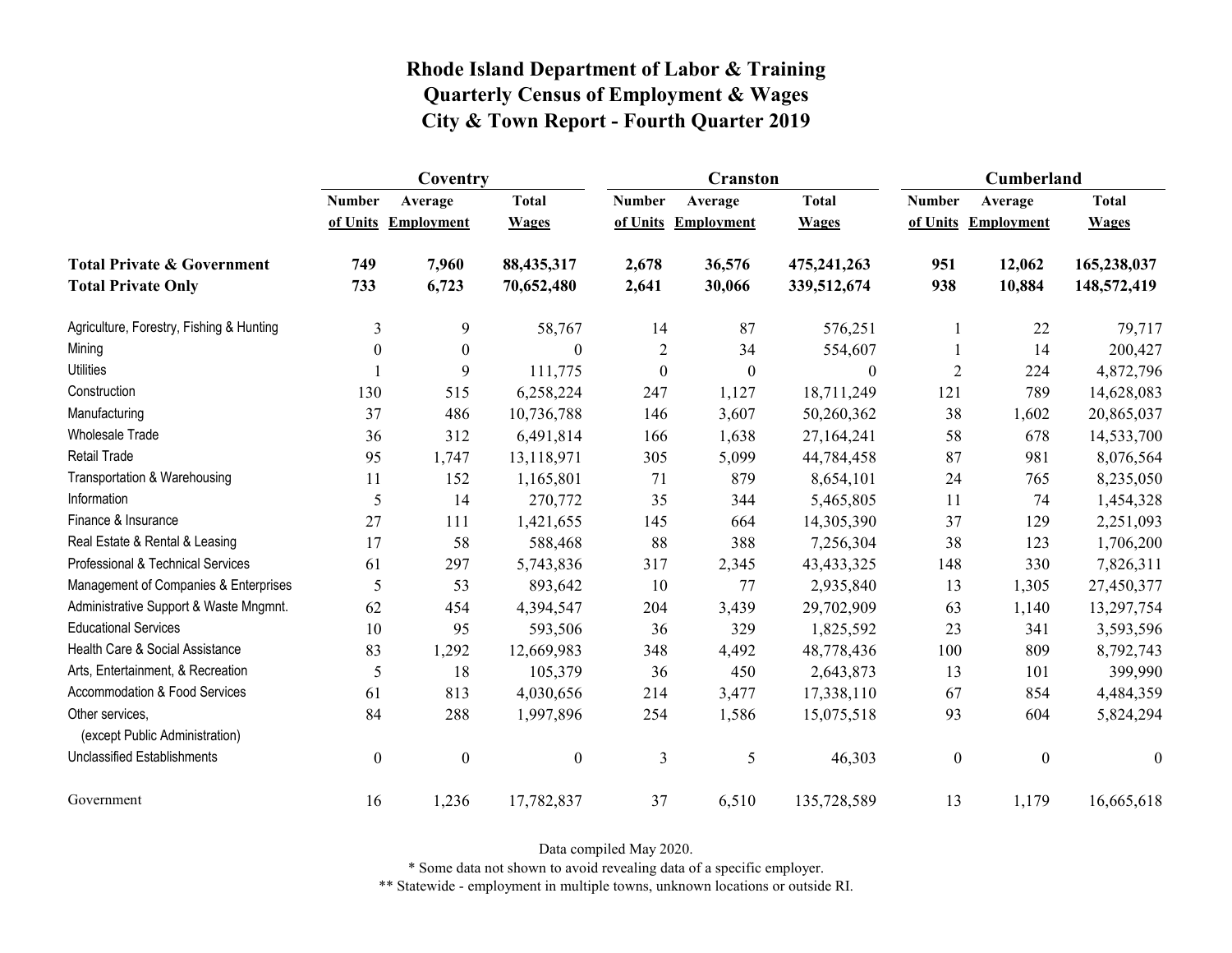# Rhode Island Department of Labor & Training
## Quarterly Census of Employment & Wages
## City & Town Report - Fourth Quarter 2019

| | Coventry | | | Cranston | | | Cumberland | | |
|---|---|---|---|---|---|---|---|---|---|
| | Number of Units | Average Employment | Total Wages | Number of Units | Average Employment | Total Wages | Number of Units | Average Employment | Total Wages |
| **Total Private & Government** | **749** | **7,960** | **88,435,317** | **2,678** | **36,576** | **475,241,263** | **951** | **12,062** | **165,238,037** |
| **Total Private Only** | **733** | **6,723** | **70,652,480** | **2,641** | **30,066** | **339,512,674** | **938** | **10,884** | **148,572,419** |
| Agriculture, Forestry, Fishing & Hunting | 3 | 9 | 58,767 | 14 | 87 | 576,251 | 1 | 22 | 79,717 |
| Mining | 0 | 0 | 0 | 2 | 34 | 554,607 | 1 | 14 | 200,427 |
| Utilities | 1 | 9 | 111,775 | 0 | 0 | 0 | 2 | 224 | 4,872,796 |
| Construction | 130 | 515 | 6,258,224 | 247 | 1,127 | 18,711,249 | 121 | 789 | 14,628,083 |
| Manufacturing | 37 | 486 | 10,736,788 | 146 | 3,607 | 50,260,362 | 38 | 1,602 | 20,865,037 |
| Wholesale Trade | 36 | 312 | 6,491,814 | 166 | 1,638 | 27,164,241 | 58 | 678 | 14,533,700 |
| Retail Trade | 95 | 1,747 | 13,118,971 | 305 | 5,099 | 44,784,458 | 87 | 981 | 8,076,564 |
| Transportation & Warehousing | 11 | 152 | 1,165,801 | 71 | 879 | 8,654,101 | 24 | 765 | 8,235,050 |
| Information | 5 | 14 | 270,772 | 35 | 344 | 5,465,805 | 11 | 74 | 1,454,328 |
| Finance & Insurance | 27 | 111 | 1,421,655 | 145 | 664 | 14,305,390 | 37 | 129 | 2,251,093 |
| Real Estate & Rental & Leasing | 17 | 58 | 588,468 | 88 | 388 | 7,256,304 | 38 | 123 | 1,706,200 |
| Professional & Technical Services | 61 | 297 | 5,743,836 | 317 | 2,345 | 43,433,325 | 148 | 330 | 7,826,311 |
| Management of Companies & Enterprises | 5 | 53 | 893,642 | 10 | 77 | 2,935,840 | 13 | 1,305 | 27,450,377 |
| Administrative Support & Waste Mngmnt. | 62 | 454 | 4,394,547 | 204 | 3,439 | 29,702,909 | 63 | 1,140 | 13,297,754 |
| Educational Services | 10 | 95 | 593,506 | 36 | 329 | 1,825,592 | 23 | 341 | 3,593,596 |
| Health Care & Social Assistance | 83 | 1,292 | 12,669,983 | 348 | 4,492 | 48,778,436 | 100 | 809 | 8,792,743 |
| Arts, Entertainment, & Recreation | 5 | 18 | 105,379 | 36 | 450 | 2,643,873 | 13 | 101 | 399,990 |
| Accommodation & Food Services | 61 | 813 | 4,030,656 | 214 | 3,477 | 17,338,110 | 67 | 854 | 4,484,359 |
| Other services, (except Public Administration) | 84 | 288 | 1,997,896 | 254 | 1,586 | 15,075,518 | 93 | 604 | 5,824,294 |
| Unclassified Establishments | 0 | 0 | 0 | 3 | 5 | 46,303 | 0 | 0 | 0 |
| Government | 16 | 1,236 | 17,782,837 | 37 | 6,510 | 135,728,589 | 13 | 1,179 | 16,665,618 |

Data compiled May 2020.

* Some data not shown to avoid revealing data of a specific employer.

** Statewide - employment in multiple towns, unknown locations or outside RI.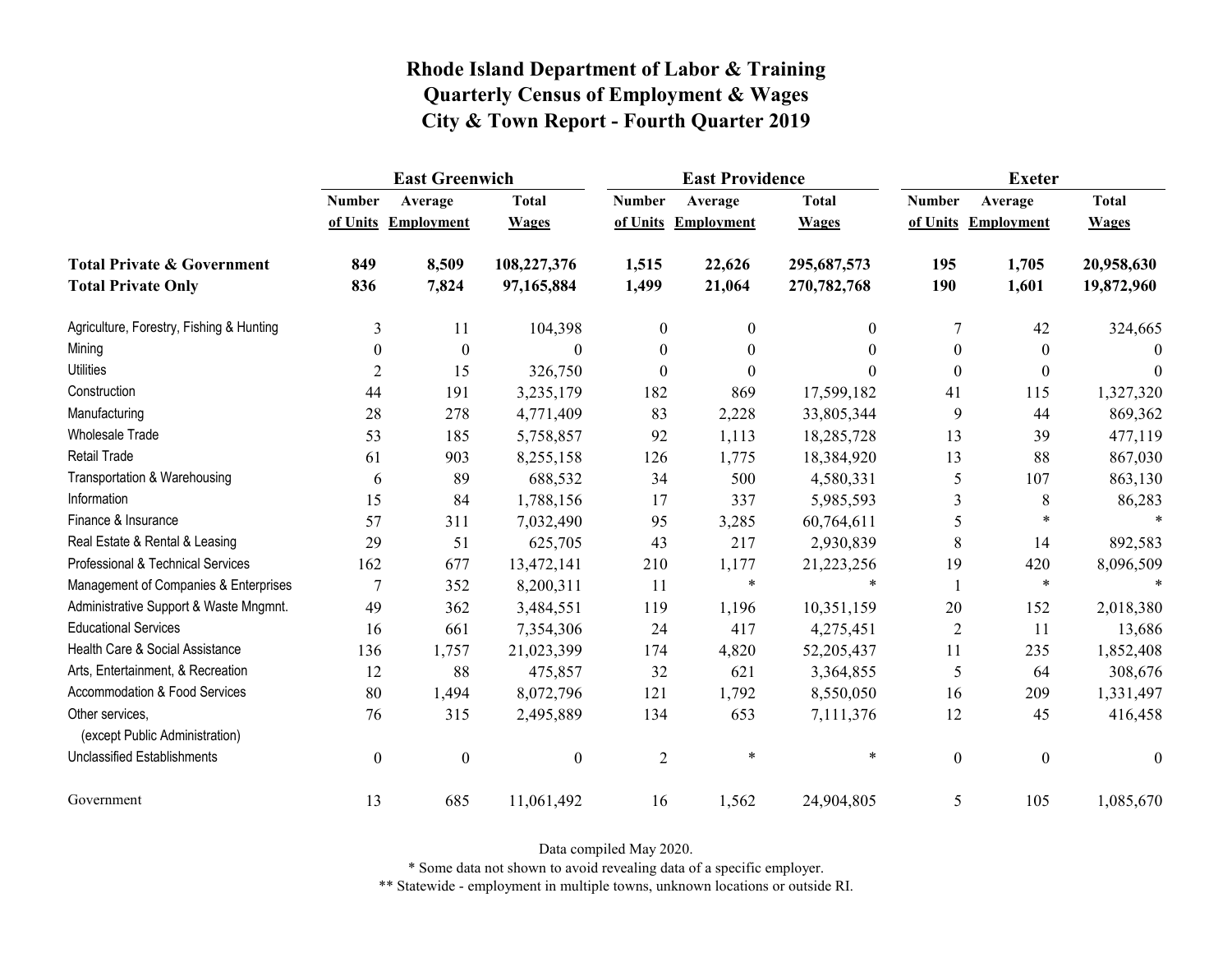# Rhode Island Department of Labor & Training
## Quarterly Census of Employment & Wages
## City & Town Report - Fourth Quarter 2019

| | East Greenwich | | | East Providence | | | Exeter | | |
|---|---|---|---|---|---|---|---|---|---|
| | Number of Units | Average Employment | Total Wages | Number of Units | Average Employment | Total Wages | Number of Units | Average Employment | Total Wages |
| **Total Private & Government** | **849** | **8,509** | **108,227,376** | **1,515** | **22,626** | **295,687,573** | **195** | **1,705** | **20,958,630** |
| **Total Private Only** | **836** | **7,824** | **97,165,884** | **1,499** | **21,064** | **270,782,768** | **190** | **1,601** | **19,872,960** |
| Agriculture, Forestry, Fishing & Hunting | 3 | 11 | 104,398 | 0 | 0 | 0 | 7 | 42 | 324,665 |
| Mining | 0 | 0 | 0 | 0 | 0 | 0 | 0 | 0 | 0 |
| Utilities | 2 | 15 | 326,750 | 0 | 0 | 0 | 0 | 0 | 0 |
| Construction | 44 | 191 | 3,235,179 | 182 | 869 | 17,599,182 | 41 | 115 | 1,327,320 |
| Manufacturing | 28 | 278 | 4,771,409 | 83 | 2,228 | 33,805,344 | 9 | 44 | 869,362 |
| Wholesale Trade | 53 | 185 | 5,758,857 | 92 | 1,113 | 18,285,728 | 13 | 39 | 477,119 |
| Retail Trade | 61 | 903 | 8,255,158 | 126 | 1,775 | 18,384,920 | 13 | 88 | 867,030 |
| Transportation & Warehousing | 6 | 89 | 688,532 | 34 | 500 | 4,580,331 | 5 | 107 | 863,130 |
| Information | 15 | 84 | 1,788,156 | 17 | 337 | 5,985,593 | 3 | 8 | 86,283 |
| Finance & Insurance | 57 | 311 | 7,032,490 | 95 | 3,285 | 60,764,611 | 5 | * | * |
| Real Estate & Rental & Leasing | 29 | 51 | 625,705 | 43 | 217 | 2,930,839 | 8 | 14 | 892,583 |
| Professional & Technical Services | 162 | 677 | 13,472,141 | 210 | 1,177 | 21,223,256 | 19 | 420 | 8,096,509 |
| Management of Companies & Enterprises | 7 | 352 | 8,200,311 | 11 | * | * | 1 | * | * |
| Administrative Support & Waste Mngmnt. | 49 | 362 | 3,484,551 | 119 | 1,196 | 10,351,159 | 20 | 152 | 2,018,380 |
| Educational Services | 16 | 661 | 7,354,306 | 24 | 417 | 4,275,451 | 2 | 11 | 13,686 |
| Health Care & Social Assistance | 136 | 1,757 | 21,023,399 | 174 | 4,820 | 52,205,437 | 11 | 235 | 1,852,408 |
| Arts, Entertainment, & Recreation | 12 | 88 | 475,857 | 32 | 621 | 3,364,855 | 5 | 64 | 308,676 |
| Accommodation & Food Services | 80 | 1,494 | 8,072,796 | 121 | 1,792 | 8,550,050 | 16 | 209 | 1,331,497 |
| Other services, (except Public Administration) | 76 | 315 | 2,495,889 | 134 | 653 | 7,111,376 | 12 | 45 | 416,458 |
| Unclassified Establishments | 0 | 0 | 0 | 2 | * | * | 0 | 0 | 0 |
| Government | 13 | 685 | 11,061,492 | 16 | 1,562 | 24,904,805 | 5 | 105 | 1,085,670 |

Data compiled May 2020.

* Some data not shown to avoid revealing data of a specific employer.

** Statewide - employment in multiple towns, unknown locations or outside RI.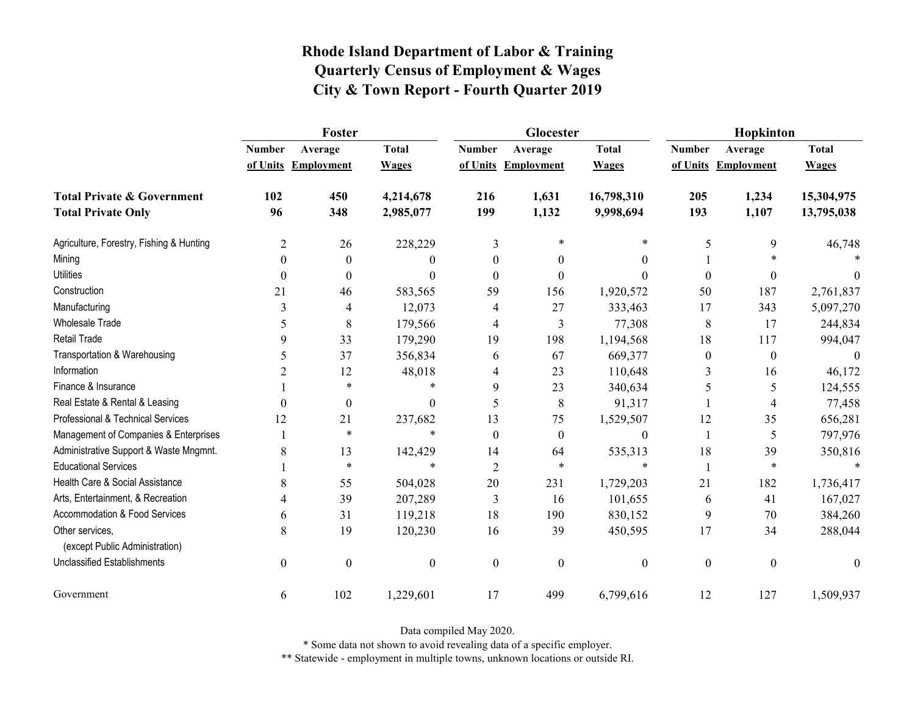# Rhode Island Department of Labor & Training
# Quarterly Census of Employment & Wages
# City & Town Report - Fourth Quarter 2019

| | Foster | | | Glocester | | | Hopkinton | | |
|---|---|---|---|---|---|---|---|---|---|
| | Number of Units | Average Employment | Total Wages | Number of Units | Average Employment | Total Wages | Number of Units | Average Employment | Total Wages |
| **Total Private & Government** | **102** | **450** | **4,214,678** | **216** | **1,631** | **16,798,310** | **205** | **1,234** | **15,304,975** |
| **Total Private Only** | **96** | **348** | **2,985,077** | **199** | **1,132** | **9,998,694** | **193** | **1,107** | **13,795,038** |
| Agriculture, Forestry, Fishing & Hunting | 2 | 26 | 228,229 | 3 | * | * | 5 | 9 | 46,748 |
| Mining | 0 | 0 | 0 | 0 | 0 | 0 | 1 | * | * |
| Utilities | 0 | 0 | 0 | 0 | 0 | 0 | 0 | 0 | 0 |
| Construction | 21 | 46 | 583,565 | 59 | 156 | 1,920,572 | 50 | 187 | 2,761,837 |
| Manufacturing | 3 | 4 | 12,073 | 4 | 27 | 333,463 | 17 | 343 | 5,097,270 |
| Wholesale Trade | 5 | 8 | 179,566 | 4 | 3 | 77,308 | 8 | 17 | 244,834 |
| Retail Trade | 9 | 33 | 179,290 | 19 | 198 | 1,194,568 | 18 | 117 | 994,047 |
| Transportation & Warehousing | 5 | 37 | 356,834 | 6 | 67 | 669,377 | 0 | 0 | 0 |
| Information | 2 | 12 | 48,018 | 4 | 23 | 110,648 | 3 | 16 | 46,172 |
| Finance & Insurance | 1 | * | * | 9 | 23 | 340,634 | 5 | 5 | 124,555 |
| Real Estate & Rental & Leasing | 0 | 0 | 0 | 5 | 8 | 91,317 | 1 | 4 | 77,458 |
| Professional & Technical Services | 12 | 21 | 237,682 | 13 | 75 | 1,529,507 | 12 | 35 | 656,281 |
| Management of Companies & Enterprises | 1 | * | * | 0 | 0 | 0 | 1 | 5 | 797,976 |
| Administrative Support & Waste Mngmnt. | 8 | 13 | 142,429 | 14 | 64 | 535,313 | 18 | 39 | 350,816 |
| Educational Services | 1 | * | * | 2 | * | * | 1 | * | * |
| Health Care & Social Assistance | 8 | 55 | 504,028 | 20 | 231 | 1,729,203 | 21 | 182 | 1,736,417 |
| Arts, Entertainment, & Recreation | 4 | 39 | 207,289 | 3 | 16 | 101,655 | 6 | 41 | 167,027 |
| Accommodation & Food Services | 6 | 31 | 119,218 | 18 | 190 | 830,152 | 9 | 70 | 384,260 |
| Other services, (except Public Administration) | 8 | 19 | 120,230 | 16 | 39 | 450,595 | 17 | 34 | 288,044 |
| Unclassified Establishments | 0 | 0 | 0 | 0 | 0 | 0 | 0 | 0 | 0 |
| Government | 6 | 102 | 1,229,601 | 17 | 499 | 6,799,616 | 12 | 127 | 1,509,937 |

Data compiled May 2020.

* Some data not shown to avoid revealing data of a specific employer.

** Statewide - employment in multiple towns, unknown locations or outside RI.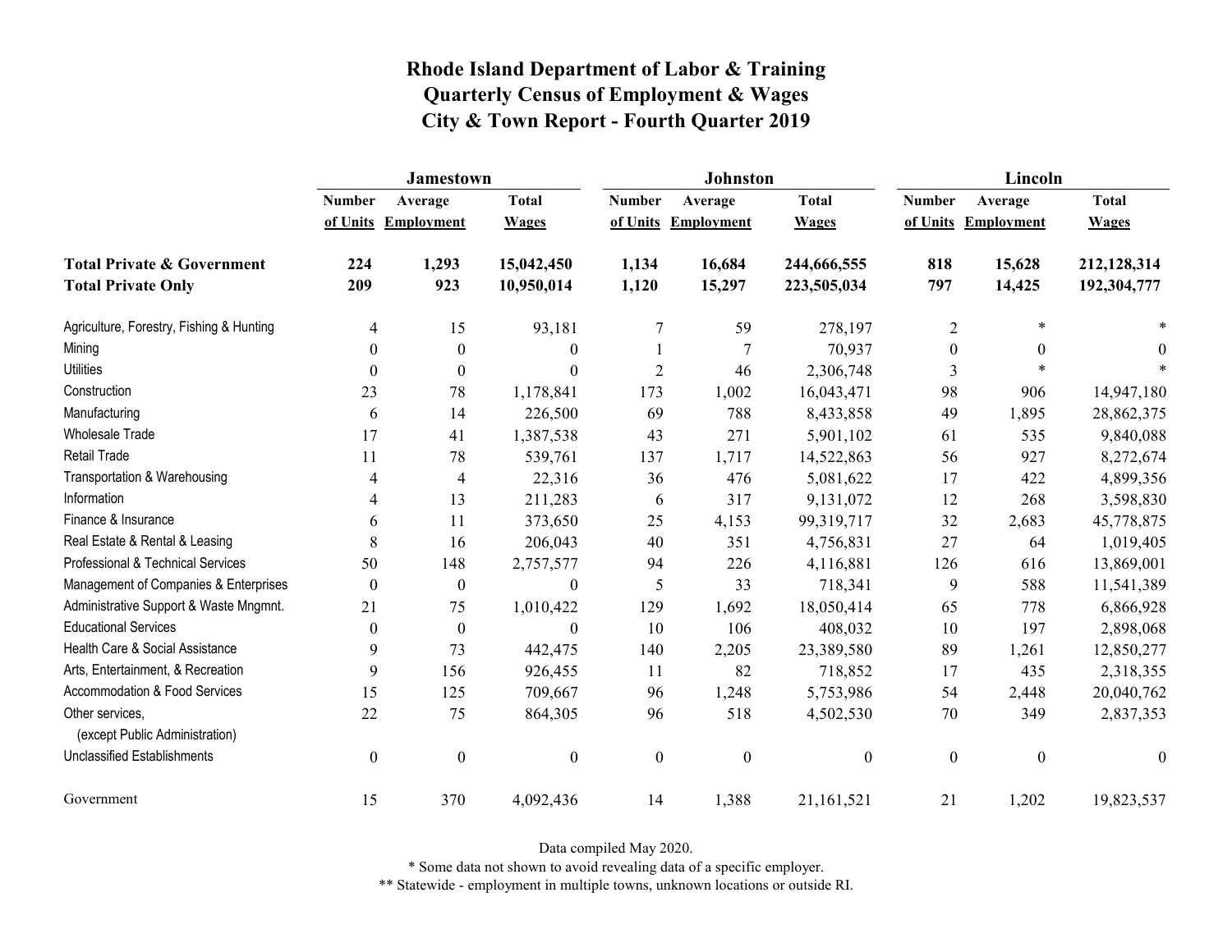# Rhode Island Department of Labor & Training
# Quarterly Census of Employment & Wages
# City & Town Report - Fourth Quarter 2019

| | Jamestown | | | Johnston | | | Lincoln | | |
|---|---|---|---|---|---|---|---|---|---|
| | Number of Units | Average Employment | Total Wages | Number of Units | Average Employment | Total Wages | Number of Units | Average Employment | Total Wages |
| **Total Private & Government** | **224** | **1,293** | **15,042,450** | **1,134** | **16,684** | **244,666,555** | **818** | **15,628** | **212,128,314** |
| **Total Private Only** | **209** | **923** | **10,950,014** | **1,120** | **15,297** | **223,505,034** | **797** | **14,425** | **192,304,777** |
| Agriculture, Forestry, Fishing & Hunting | 4 | 15 | 93,181 | 7 | 59 | 278,197 | 2 | * | * |
| Mining | 0 | 0 | 0 | 1 | 7 | 70,937 | 0 | 0 | 0 |
| Utilities | 0 | 0 | 0 | 2 | 46 | 2,306,748 | 3 | * | * |
| Construction | 23 | 78 | 1,178,841 | 173 | 1,002 | 16,043,471 | 98 | 906 | 14,947,180 |
| Manufacturing | 6 | 14 | 226,500 | 69 | 788 | 8,433,858 | 49 | 1,895 | 28,862,375 |
| Wholesale Trade | 17 | 41 | 1,387,538 | 43 | 271 | 5,901,102 | 61 | 535 | 9,840,088 |
| Retail Trade | 11 | 78 | 539,761 | 137 | 1,717 | 14,522,863 | 56 | 927 | 8,272,674 |
| Transportation & Warehousing | 4 | 4 | 22,316 | 36 | 476 | 5,081,622 | 17 | 422 | 4,899,356 |
| Information | 4 | 13 | 211,283 | 6 | 317 | 9,131,072 | 12 | 268 | 3,598,830 |
| Finance & Insurance | 6 | 11 | 373,650 | 25 | 4,153 | 99,319,717 | 32 | 2,683 | 45,778,875 |
| Real Estate & Rental & Leasing | 8 | 16 | 206,043 | 40 | 351 | 4,756,831 | 27 | 64 | 1,019,405 |
| Professional & Technical Services | 50 | 148 | 2,757,577 | 94 | 226 | 4,116,881 | 126 | 616 | 13,869,001 |
| Management of Companies & Enterprises | 0 | 0 | 0 | 5 | 33 | 718,341 | 9 | 588 | 11,541,389 |
| Administrative Support & Waste Mngmnt. | 21 | 75 | 1,010,422 | 129 | 1,692 | 18,050,414 | 65 | 778 | 6,866,928 |
| Educational Services | 0 | 0 | 0 | 10 | 106 | 408,032 | 10 | 197 | 2,898,068 |
| Health Care & Social Assistance | 9 | 73 | 442,475 | 140 | 2,205 | 23,389,580 | 89 | 1,261 | 12,850,277 |
| Arts, Entertainment, & Recreation | 9 | 156 | 926,455 | 11 | 82 | 718,852 | 17 | 435 | 2,318,355 |
| Accommodation & Food Services | 15 | 125 | 709,667 | 96 | 1,248 | 5,753,986 | 54 | 2,448 | 20,040,762 |
| Other services, (except Public Administration) | 22 | 75 | 864,305 | 96 | 518 | 4,502,530 | 70 | 349 | 2,837,353 |
| Unclassified Establishments | 0 | 0 | 0 | 0 | 0 | 0 | 0 | 0 | 0 |
| Government | 15 | 370 | 4,092,436 | 14 | 1,388 | 21,161,521 | 21 | 1,202 | 19,823,537 |

Data compiled May 2020.

* Some data not shown to avoid revealing data of a specific employer.

** Statewide - employment in multiple towns, unknown locations or outside RI.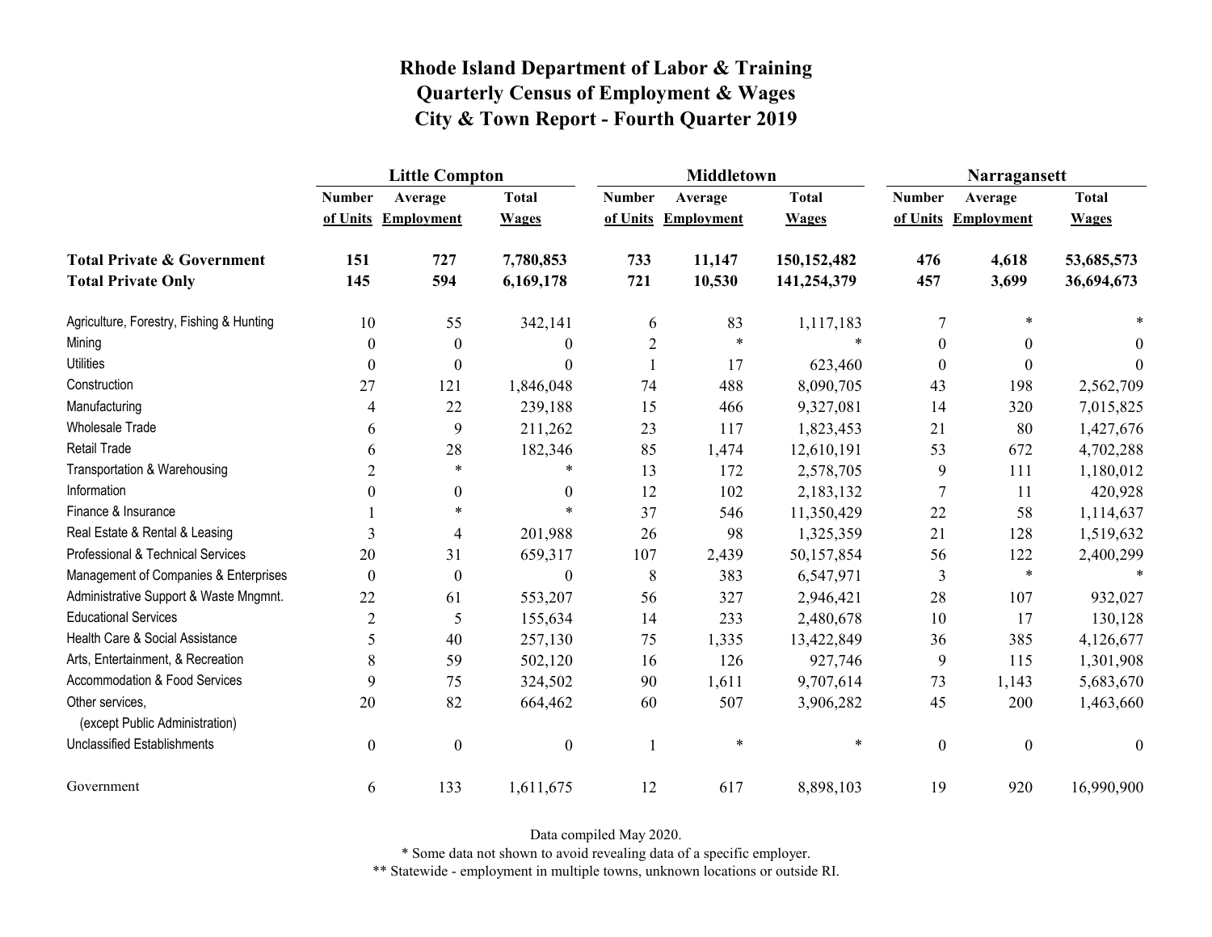# Rhode Island Department of Labor & Training
## Quarterly Census of Employment & Wages
## City & Town Report - Fourth Quarter 2019

| | Little Compton | | | Middletown | | | Narragansett | | |
|---|---|---|---|---|---|---|---|---|---|
| | Number of Units | Average Employment | Total Wages | Number of Units | Average Employment | Total Wages | Number of Units | Average Employment | Total Wages |
| **Total Private & Government** | **151** | **727** | **7,780,853** | **733** | **11,147** | **150,152,482** | **476** | **4,618** | **53,685,573** |
| **Total Private Only** | **145** | **594** | **6,169,178** | **721** | **10,530** | **141,254,379** | **457** | **3,699** | **36,694,673** |
| Agriculture, Forestry, Fishing & Hunting | 10 | 55 | 342,141 | 6 | 83 | 1,117,183 | 7 | * | * |
| Mining | 0 | 0 | 0 | 2 | * | * | 0 | 0 | 0 |
| Utilities | 0 | 0 | 0 | 1 | 17 | 623,460 | 0 | 0 | 0 |
| Construction | 27 | 121 | 1,846,048 | 74 | 488 | 8,090,705 | 43 | 198 | 2,562,709 |
| Manufacturing | 4 | 22 | 239,188 | 15 | 466 | 9,327,081 | 14 | 320 | 7,015,825 |
| Wholesale Trade | 6 | 9 | 211,262 | 23 | 117 | 1,823,453 | 21 | 80 | 1,427,676 |
| Retail Trade | 6 | 28 | 182,346 | 85 | 1,474 | 12,610,191 | 53 | 672 | 4,702,288 |
| Transportation & Warehousing | 2 | * | * | 13 | 172 | 2,578,705 | 9 | 111 | 1,180,012 |
| Information | 0 | 0 | 0 | 12 | 102 | 2,183,132 | 7 | 11 | 420,928 |
| Finance & Insurance | 1 | * | * | 37 | 546 | 11,350,429 | 22 | 58 | 1,114,637 |
| Real Estate & Rental & Leasing | 3 | 4 | 201,988 | 26 | 98 | 1,325,359 | 21 | 128 | 1,519,632 |
| Professional & Technical Services | 20 | 31 | 659,317 | 107 | 2,439 | 50,157,854 | 56 | 122 | 2,400,299 |
| Management of Companies & Enterprises | 0 | 0 | 0 | 8 | 383 | 6,547,971 | 3 | * | * |
| Administrative Support & Waste Mngmnt. | 22 | 61 | 553,207 | 56 | 327 | 2,946,421 | 28 | 107 | 932,027 |
| Educational Services | 2 | 5 | 155,634 | 14 | 233 | 2,480,678 | 10 | 17 | 130,128 |
| Health Care & Social Assistance | 5 | 40 | 257,130 | 75 | 1,335 | 13,422,849 | 36 | 385 | 4,126,677 |
| Arts, Entertainment, & Recreation | 8 | 59 | 502,120 | 16 | 126 | 927,746 | 9 | 115 | 1,301,908 |
| Accommodation & Food Services | 9 | 75 | 324,502 | 90 | 1,611 | 9,707,614 | 73 | 1,143 | 5,683,670 |
| Other services, (except Public Administration) | 20 | 82 | 664,462 | 60 | 507 | 3,906,282 | 45 | 200 | 1,463,660 |
| Unclassified Establishments | 0 | 0 | 0 | 1 | * | * | 0 | 0 | 0 |
| Government | 6 | 133 | 1,611,675 | 12 | 617 | 8,898,103 | 19 | 920 | 16,990,900 |

Data compiled May 2020.

* Some data not shown to avoid revealing data of a specific employer.

** Statewide - employment in multiple towns, unknown locations or outside RI.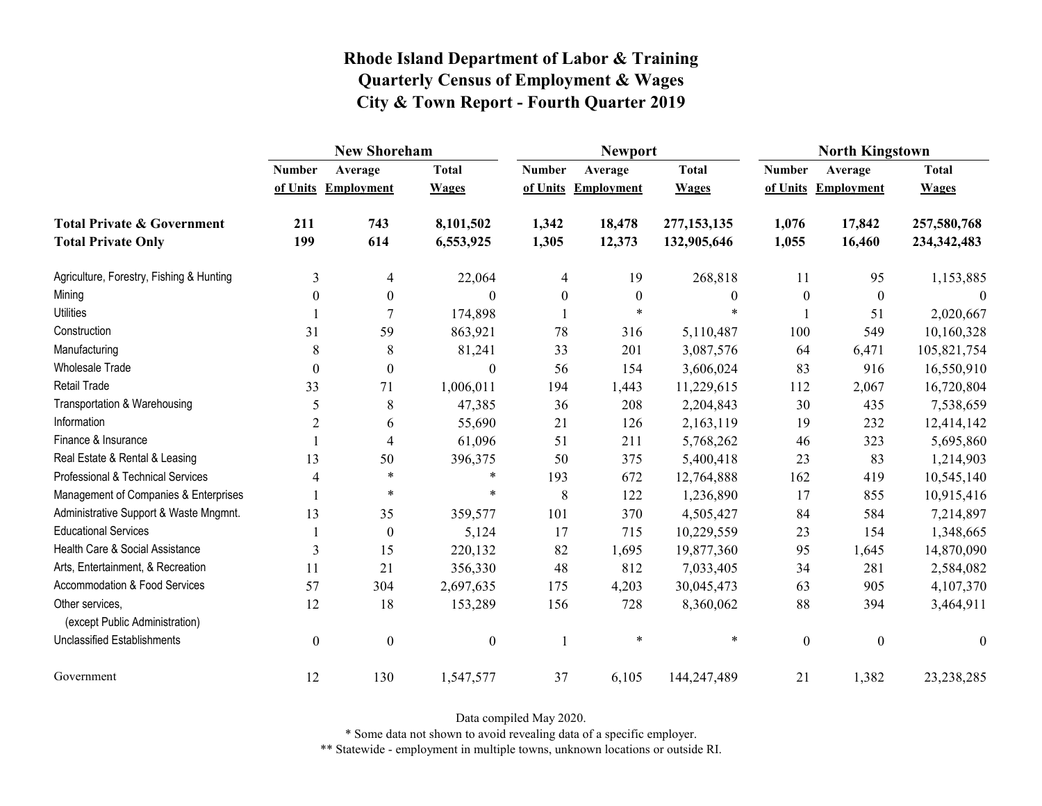# Rhode Island Department of Labor & Training
## Quarterly Census of Employment & Wages
## City & Town Report - Fourth Quarter 2019

| | New Shoreham | | | Newport | | | North Kingstown | | |
|---|---|---|---|---|---|---|---|---|---|
| | Number of Units | Average Employment | Total Wages | Number of Units | Average Employment | Total Wages | Number of Units | Average Employment | Total Wages |
| **Total Private & Government** | **211** | **743** | **8,101,502** | **1,342** | **18,478** | **277,153,135** | **1,076** | **17,842** | **257,580,768** |
| **Total Private Only** | **199** | **614** | **6,553,925** | **1,305** | **12,373** | **132,905,646** | **1,055** | **16,460** | **234,342,483** |
| Agriculture, Forestry, Fishing & Hunting | 3 | 4 | 22,064 | 4 | 19 | 268,818 | 11 | 95 | 1,153,885 |
| Mining | 0 | 0 | 0 | 0 | 0 | 0 | 0 | 0 | 0 |
| Utilities | 1 | 7 | 174,898 | 1 | * | * | 1 | 51 | 2,020,667 |
| Construction | 31 | 59 | 863,921 | 78 | 316 | 5,110,487 | 100 | 549 | 10,160,328 |
| Manufacturing | 8 | 8 | 81,241 | 33 | 201 | 3,087,576 | 64 | 6,471 | 105,821,754 |
| Wholesale Trade | 0 | 0 | 0 | 56 | 154 | 3,606,024 | 83 | 916 | 16,550,910 |
| Retail Trade | 33 | 71 | 1,006,011 | 194 | 1,443 | 11,229,615 | 112 | 2,067 | 16,720,804 |
| Transportation & Warehousing | 5 | 8 | 47,385 | 36 | 208 | 2,204,843 | 30 | 435 | 7,538,659 |
| Information | 2 | 6 | 55,690 | 21 | 126 | 2,163,119 | 19 | 232 | 12,414,142 |
| Finance & Insurance | 1 | 4 | 61,096 | 51 | 211 | 5,768,262 | 46 | 323 | 5,695,860 |
| Real Estate & Rental & Leasing | 13 | 50 | 396,375 | 50 | 375 | 5,400,418 | 23 | 83 | 1,214,903 |
| Professional & Technical Services | 4 | * | * | 193 | 672 | 12,764,888 | 162 | 419 | 10,545,140 |
| Management of Companies & Enterprises | 1 | * | * | 8 | 122 | 1,236,890 | 17 | 855 | 10,915,416 |
| Administrative Support & Waste Mngmnt. | 13 | 35 | 359,577 | 101 | 370 | 4,505,427 | 84 | 584 | 7,214,897 |
| Educational Services | 1 | 0 | 5,124 | 17 | 715 | 10,229,559 | 23 | 154 | 1,348,665 |
| Health Care & Social Assistance | 3 | 15 | 220,132 | 82 | 1,695 | 19,877,360 | 95 | 1,645 | 14,870,090 |
| Arts, Entertainment, & Recreation | 11 | 21 | 356,330 | 48 | 812 | 7,033,405 | 34 | 281 | 2,584,082 |
| Accommodation & Food Services | 57 | 304 | 2,697,635 | 175 | 4,203 | 30,045,473 | 63 | 905 | 4,107,370 |
| Other services, (except Public Administration) | 12 | 18 | 153,289 | 156 | 728 | 8,360,062 | 88 | 394 | 3,464,911 |
| Unclassified Establishments | 0 | 0 | 0 | 1 | * | * | 0 | 0 | 0 |
| Government | 12 | 130 | 1,547,577 | 37 | 6,105 | 144,247,489 | 21 | 1,382 | 23,238,285 |

Data compiled May 2020.

* Some data not shown to avoid revealing data of a specific employer.

** Statewide - employment in multiple towns, unknown locations or outside RI.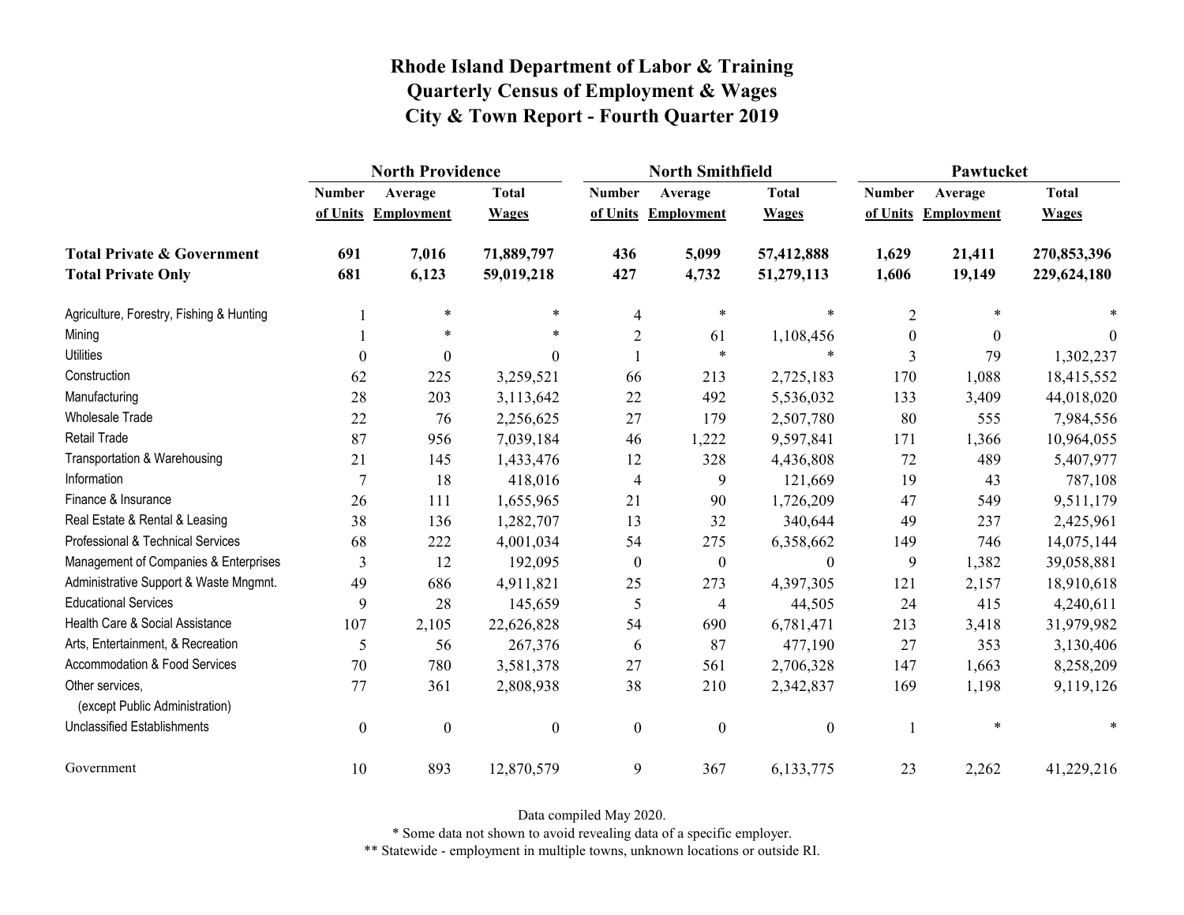# Rhode Island Department of Labor & Training
## Quarterly Census of Employment & Wages
## City & Town Report - Fourth Quarter 2019

| | North Providence | | | North Smithfield | | | Pawtucket | | |
|---|---|---|---|---|---|---|---|---|---|
| | Number of Units | Average Employment | Total Wages | Number of Units | Average Employment | Total Wages | Number of Units | Average Employment | Total Wages |
| **Total Private & Government** | **691** | **7,016** | **71,889,797** | **436** | **5,099** | **57,412,888** | **1,629** | **21,411** | **270,853,396** |
| **Total Private Only** | **681** | **6,123** | **59,019,218** | **427** | **4,732** | **51,279,113** | **1,606** | **19,149** | **229,624,180** |
| Agriculture, Forestry, Fishing & Hunting | 1 | * | * | 4 | * | * | 2 | * | * |
| Mining | 1 | * | * | 2 | 61 | 1,108,456 | 0 | 0 | 0 |
| Utilities | 0 | 0 | 0 | 1 | * | * | 3 | 79 | 1,302,237 |
| Construction | 62 | 225 | 3,259,521 | 66 | 213 | 2,725,183 | 170 | 1,088 | 18,415,552 |
| Manufacturing | 28 | 203 | 3,113,642 | 22 | 492 | 5,536,032 | 133 | 3,409 | 44,018,020 |
| Wholesale Trade | 22 | 76 | 2,256,625 | 27 | 179 | 2,507,780 | 80 | 555 | 7,984,556 |
| Retail Trade | 87 | 956 | 7,039,184 | 46 | 1,222 | 9,597,841 | 171 | 1,366 | 10,964,055 |
| Transportation & Warehousing | 21 | 145 | 1,433,476 | 12 | 328 | 4,436,808 | 72 | 489 | 5,407,977 |
| Information | 7 | 18 | 418,016 | 4 | 9 | 121,669 | 19 | 43 | 787,108 |
| Finance & Insurance | 26 | 111 | 1,655,965 | 21 | 90 | 1,726,209 | 47 | 549 | 9,511,179 |
| Real Estate & Rental & Leasing | 38 | 136 | 1,282,707 | 13 | 32 | 340,644 | 49 | 237 | 2,425,961 |
| Professional & Technical Services | 68 | 222 | 4,001,034 | 54 | 275 | 6,358,662 | 149 | 746 | 14,075,144 |
| Management of Companies & Enterprises | 3 | 12 | 192,095 | 0 | 0 | 0 | 9 | 1,382 | 39,058,881 |
| Administrative Support & Waste Mngmnt. | 49 | 686 | 4,911,821 | 25 | 273 | 4,397,305 | 121 | 2,157 | 18,910,618 |
| Educational Services | 9 | 28 | 145,659 | 5 | 4 | 44,505 | 24 | 415 | 4,240,611 |
| Health Care & Social Assistance | 107 | 2,105 | 22,626,828 | 54 | 690 | 6,781,471 | 213 | 3,418 | 31,979,982 |
| Arts, Entertainment, & Recreation | 5 | 56 | 267,376 | 6 | 87 | 477,190 | 27 | 353 | 3,130,406 |
| Accommodation & Food Services | 70 | 780 | 3,581,378 | 27 | 561 | 2,706,328 | 147 | 1,663 | 8,258,209 |
| Other services, (except Public Administration) | 77 | 361 | 2,808,938 | 38 | 210 | 2,342,837 | 169 | 1,198 | 9,119,126 |
| Unclassified Establishments | 0 | 0 | 0 | 0 | 0 | 0 | 1 | * | * |
| Government | 10 | 893 | 12,870,579 | 9 | 367 | 6,133,775 | 23 | 2,262 | 41,229,216 |

Data compiled May 2020.

* Some data not shown to avoid revealing data of a specific employer.

** Statewide - employment in multiple towns, unknown locations or outside RI.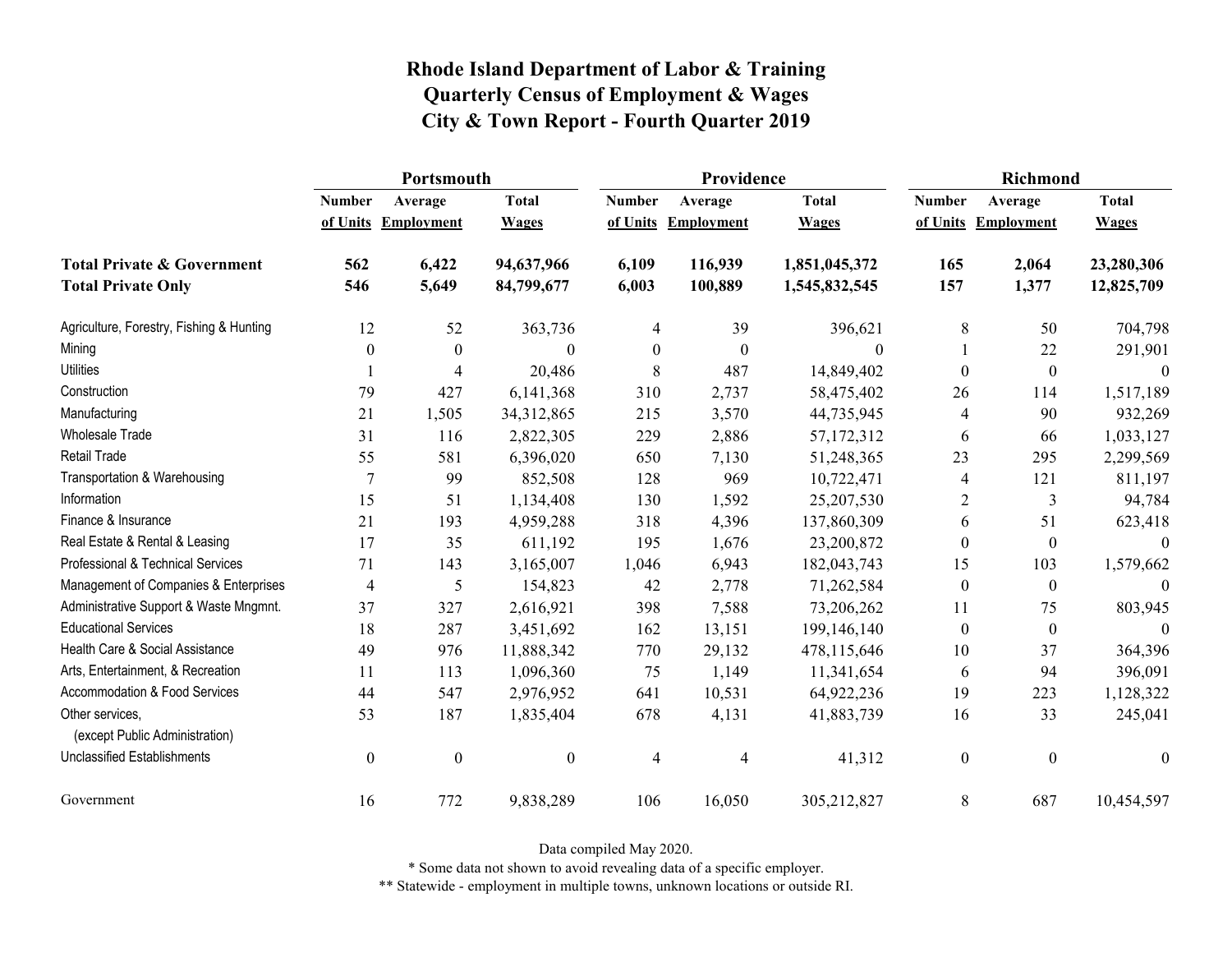# Rhode Island Department of Labor & Training
## Quarterly Census of Employment & Wages
## City & Town Report - Fourth Quarter 2019

| | Portsmouth | | | Providence | | | Richmond | | |
|---|---|---|---|---|---|---|---|---|---|
| | Number of Units | Average Employment | Total Wages | Number of Units | Average Employment | Total Wages | Number of Units | Average Employment | Total Wages |
| **Total Private & Government** | **562** | **6,422** | **94,637,966** | **6,109** | **116,939** | **1,851,045,372** | **165** | **2,064** | **23,280,306** |
| **Total Private Only** | **546** | **5,649** | **84,799,677** | **6,003** | **100,889** | **1,545,832,545** | **157** | **1,377** | **12,825,709** |
| Agriculture, Forestry, Fishing & Hunting | 12 | 52 | 363,736 | 4 | 39 | 396,621 | 8 | 50 | 704,798 |
| Mining | 0 | 0 | 0 | 0 | 0 | 0 | 1 | 22 | 291,901 |
| Utilities | 1 | 4 | 20,486 | 8 | 487 | 14,849,402 | 0 | 0 | 0 |
| Construction | 79 | 427 | 6,141,368 | 310 | 2,737 | 58,475,402 | 26 | 114 | 1,517,189 |
| Manufacturing | 21 | 1,505 | 34,312,865 | 215 | 3,570 | 44,735,945 | 4 | 90 | 932,269 |
| Wholesale Trade | 31 | 116 | 2,822,305 | 229 | 2,886 | 57,172,312 | 6 | 66 | 1,033,127 |
| Retail Trade | 55 | 581 | 6,396,020 | 650 | 7,130 | 51,248,365 | 23 | 295 | 2,299,569 |
| Transportation & Warehousing | 7 | 99 | 852,508 | 128 | 969 | 10,722,471 | 4 | 121 | 811,197 |
| Information | 15 | 51 | 1,134,408 | 130 | 1,592 | 25,207,530 | 2 | 3 | 94,784 |
| Finance & Insurance | 21 | 193 | 4,959,288 | 318 | 4,396 | 137,860,309 | 6 | 51 | 623,418 |
| Real Estate & Rental & Leasing | 17 | 35 | 611,192 | 195 | 1,676 | 23,200,872 | 0 | 0 | 0 |
| Professional & Technical Services | 71 | 143 | 3,165,007 | 1,046 | 6,943 | 182,043,743 | 15 | 103 | 1,579,662 |
| Management of Companies & Enterprises | 4 | 5 | 154,823 | 42 | 2,778 | 71,262,584 | 0 | 0 | 0 |
| Administrative Support & Waste Mngmnt. | 37 | 327 | 2,616,921 | 398 | 7,588 | 73,206,262 | 11 | 75 | 803,945 |
| Educational Services | 18 | 287 | 3,451,692 | 162 | 13,151 | 199,146,140 | 0 | 0 | 0 |
| Health Care & Social Assistance | 49 | 976 | 11,888,342 | 770 | 29,132 | 478,115,646 | 10 | 37 | 364,396 |
| Arts, Entertainment, & Recreation | 11 | 113 | 1,096,360 | 75 | 1,149 | 11,341,654 | 6 | 94 | 396,091 |
| Accommodation & Food Services | 44 | 547 | 2,976,952 | 641 | 10,531 | 64,922,236 | 19 | 223 | 1,128,322 |
| Other services, (except Public Administration) | 53 | 187 | 1,835,404 | 678 | 4,131 | 41,883,739 | 16 | 33 | 245,041 |
| Unclassified Establishments | 0 | 0 | 0 | 4 | 4 | 41,312 | 0 | 0 | 0 |
| Government | 16 | 772 | 9,838,289 | 106 | 16,050 | 305,212,827 | 8 | 687 | 10,454,597 |

Data compiled May 2020.

\* Some data not shown to avoid revealing data of a specific employer.

\*\* Statewide - employment in multiple towns, unknown locations or outside RI.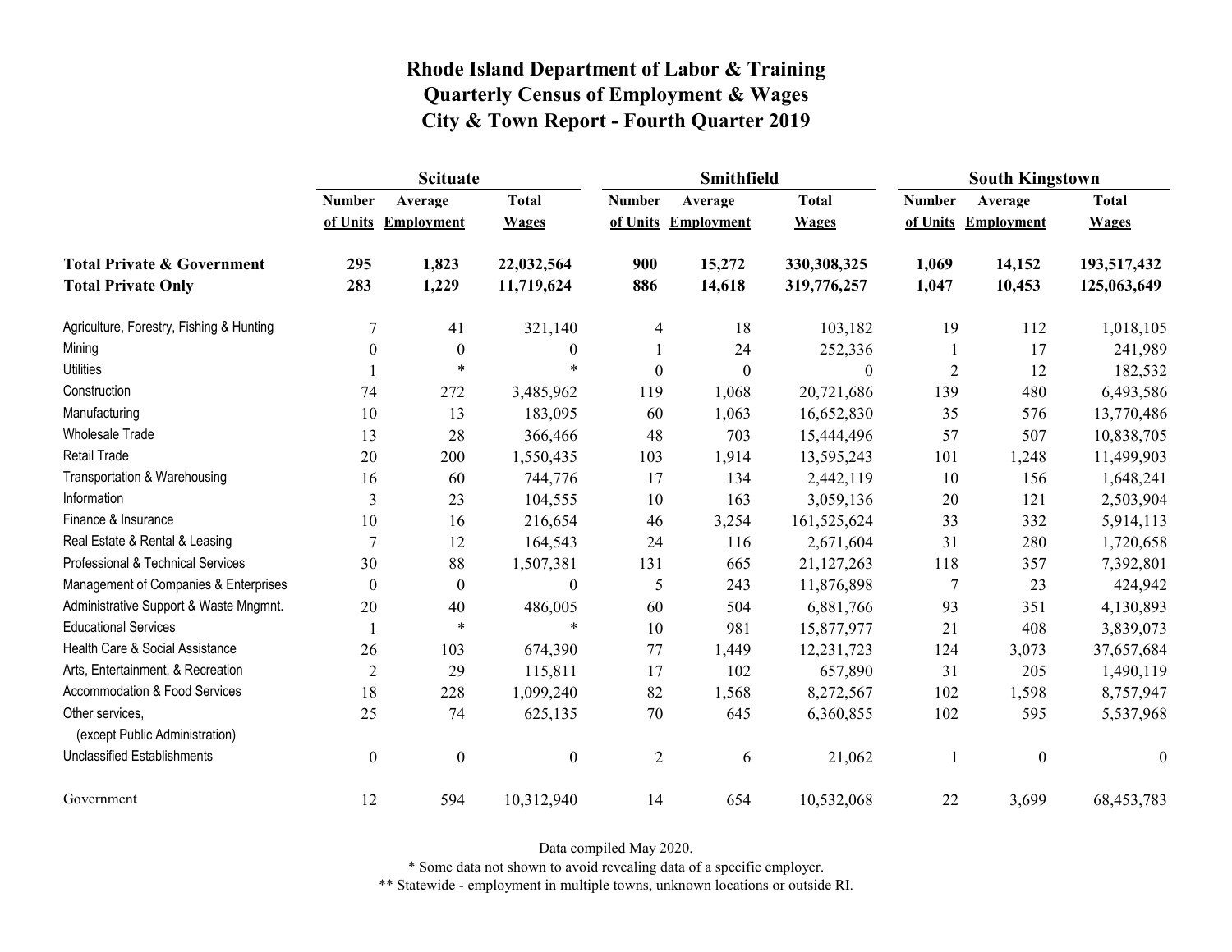# Rhode Island Department of Labor & Training
## Quarterly Census of Employment & Wages
## City & Town Report - Fourth Quarter 2019

| | Scituate | | | Smithfield | | | South Kingstown | | |
|---|---|---|---|---|---|---|---|---|---|
| | Number of Units | Average Employment | Total Wages | Number of Units | Average Employment | Total Wages | Number of Units | Average Employment | Total Wages |
| **Total Private & Government** | **295** | **1,823** | **22,032,564** | **900** | **15,272** | **330,308,325** | **1,069** | **14,152** | **193,517,432** |
| **Total Private Only** | **283** | **1,229** | **11,719,624** | **886** | **14,618** | **319,776,257** | **1,047** | **10,453** | **125,063,649** |
| Agriculture, Forestry, Fishing & Hunting | 7 | 41 | 321,140 | 4 | 18 | 103,182 | 19 | 112 | 1,018,105 |
| Mining | 0 | 0 | 0 | 1 | 24 | 252,336 | 1 | 17 | 241,989 |
| Utilities | 1 | * | * | 0 | 0 | 0 | 2 | 12 | 182,532 |
| Construction | 74 | 272 | 3,485,962 | 119 | 1,068 | 20,721,686 | 139 | 480 | 6,493,586 |
| Manufacturing | 10 | 13 | 183,095 | 60 | 1,063 | 16,652,830 | 35 | 576 | 13,770,486 |
| Wholesale Trade | 13 | 28 | 366,466 | 48 | 703 | 15,444,496 | 57 | 507 | 10,838,705 |
| Retail Trade | 20 | 200 | 1,550,435 | 103 | 1,914 | 13,595,243 | 101 | 1,248 | 11,499,903 |
| Transportation & Warehousing | 16 | 60 | 744,776 | 17 | 134 | 2,442,119 | 10 | 156 | 1,648,241 |
| Information | 3 | 23 | 104,555 | 10 | 163 | 3,059,136 | 20 | 121 | 2,503,904 |
| Finance & Insurance | 10 | 16 | 216,654 | 46 | 3,254 | 161,525,624 | 33 | 332 | 5,914,113 |
| Real Estate & Rental & Leasing | 7 | 12 | 164,543 | 24 | 116 | 2,671,604 | 31 | 280 | 1,720,658 |
| Professional & Technical Services | 30 | 88 | 1,507,381 | 131 | 665 | 21,127,263 | 118 | 357 | 7,392,801 |
| Management of Companies & Enterprises | 0 | 0 | 0 | 5 | 243 | 11,876,898 | 7 | 23 | 424,942 |
| Administrative Support & Waste Mngmnt. | 20 | 40 | 486,005 | 60 | 504 | 6,881,766 | 93 | 351 | 4,130,893 |
| Educational Services | 1 | * | * | 10 | 981 | 15,877,977 | 21 | 408 | 3,839,073 |
| Health Care & Social Assistance | 26 | 103 | 674,390 | 77 | 1,449 | 12,231,723 | 124 | 3,073 | 37,657,684 |
| Arts, Entertainment, & Recreation | 2 | 29 | 115,811 | 17 | 102 | 657,890 | 31 | 205 | 1,490,119 |
| Accommodation & Food Services | 18 | 228 | 1,099,240 | 82 | 1,568 | 8,272,567 | 102 | 1,598 | 8,757,947 |
| Other services, (except Public Administration) | 25 | 74 | 625,135 | 70 | 645 | 6,360,855 | 102 | 595 | 5,537,968 |
| Unclassified Establishments | 0 | 0 | 0 | 2 | 6 | 21,062 | 1 | 0 | 0 |
| Government | 12 | 594 | 10,312,940 | 14 | 654 | 10,532,068 | 22 | 3,699 | 68,453,783 |

Data compiled May 2020.

* Some data not shown to avoid revealing data of a specific employer.

** Statewide - employment in multiple towns, unknown locations or outside RI.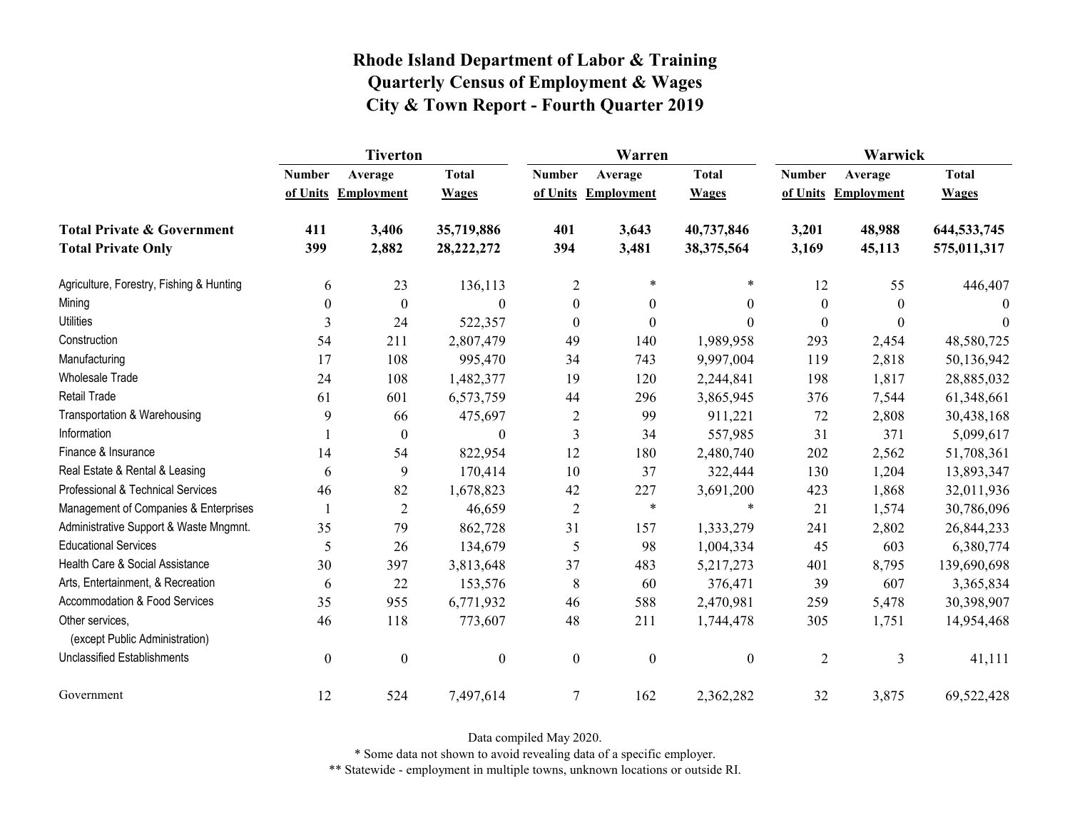# Rhode Island Department of Labor & Training
## Quarterly Census of Employment & Wages
## City & Town Report - Fourth Quarter 2019

| | Tiverton | | | Warren | | | Warwick | | |
|---|---|---|---|---|---|---|---|---|---|
| | Number of Units | Average Employment | Total Wages | Number of Units | Average Employment | Total Wages | Number of Units | Average Employment | Total Wages |
| **Total Private & Government** | **411** | **3,406** | **35,719,886** | **401** | **3,643** | **40,737,846** | **3,201** | **48,988** | **644,533,745** |
| **Total Private Only** | **399** | **2,882** | **28,222,272** | **394** | **3,481** | **38,375,564** | **3,169** | **45,113** | **575,011,317** |
| Agriculture, Forestry, Fishing & Hunting | 6 | 23 | 136,113 | 2 | * | * | 12 | 55 | 446,407 |
| Mining | 0 | 0 | 0 | 0 | 0 | 0 | 0 | 0 | 0 |
| Utilities | 3 | 24 | 522,357 | 0 | 0 | 0 | 0 | 0 | 0 |
| Construction | 54 | 211 | 2,807,479 | 49 | 140 | 1,989,958 | 293 | 2,454 | 48,580,725 |
| Manufacturing | 17 | 108 | 995,470 | 34 | 743 | 9,997,004 | 119 | 2,818 | 50,136,942 |
| Wholesale Trade | 24 | 108 | 1,482,377 | 19 | 120 | 2,244,841 | 198 | 1,817 | 28,885,032 |
| Retail Trade | 61 | 601 | 6,573,759 | 44 | 296 | 3,865,945 | 376 | 7,544 | 61,348,661 |
| Transportation & Warehousing | 9 | 66 | 475,697 | 2 | 99 | 911,221 | 72 | 2,808 | 30,438,168 |
| Information | 1 | 0 | 0 | 3 | 34 | 557,985 | 31 | 371 | 5,099,617 |
| Finance & Insurance | 14 | 54 | 822,954 | 12 | 180 | 2,480,740 | 202 | 2,562 | 51,708,361 |
| Real Estate & Rental & Leasing | 6 | 9 | 170,414 | 10 | 37 | 322,444 | 130 | 1,204 | 13,893,347 |
| Professional & Technical Services | 46 | 82 | 1,678,823 | 42 | 227 | 3,691,200 | 423 | 1,868 | 32,011,936 |
| Management of Companies & Enterprises | 1 | 2 | 46,659 | 2 | * | * | 21 | 1,574 | 30,786,096 |
| Administrative Support & Waste Mngmnt. | 35 | 79 | 862,728 | 31 | 157 | 1,333,279 | 241 | 2,802 | 26,844,233 |
| Educational Services | 5 | 26 | 134,679 | 5 | 98 | 1,004,334 | 45 | 603 | 6,380,774 |
| Health Care & Social Assistance | 30 | 397 | 3,813,648 | 37 | 483 | 5,217,273 | 401 | 8,795 | 139,690,698 |
| Arts, Entertainment, & Recreation | 6 | 22 | 153,576 | 8 | 60 | 376,471 | 39 | 607 | 3,365,834 |
| Accommodation & Food Services | 35 | 955 | 6,771,932 | 46 | 588 | 2,470,981 | 259 | 5,478 | 30,398,907 |
| Other services, (except Public Administration) | 46 | 118 | 773,607 | 48 | 211 | 1,744,478 | 305 | 1,751 | 14,954,468 |
| Unclassified Establishments | 0 | 0 | 0 | 0 | 0 | 0 | 2 | 3 | 41,111 |
| Government | 12 | 524 | 7,497,614 | 7 | 162 | 2,362,282 | 32 | 3,875 | 69,522,428 |

Data compiled May 2020.

* Some data not shown to avoid revealing data of a specific employer.

** Statewide - employment in multiple towns, unknown locations or outside RI.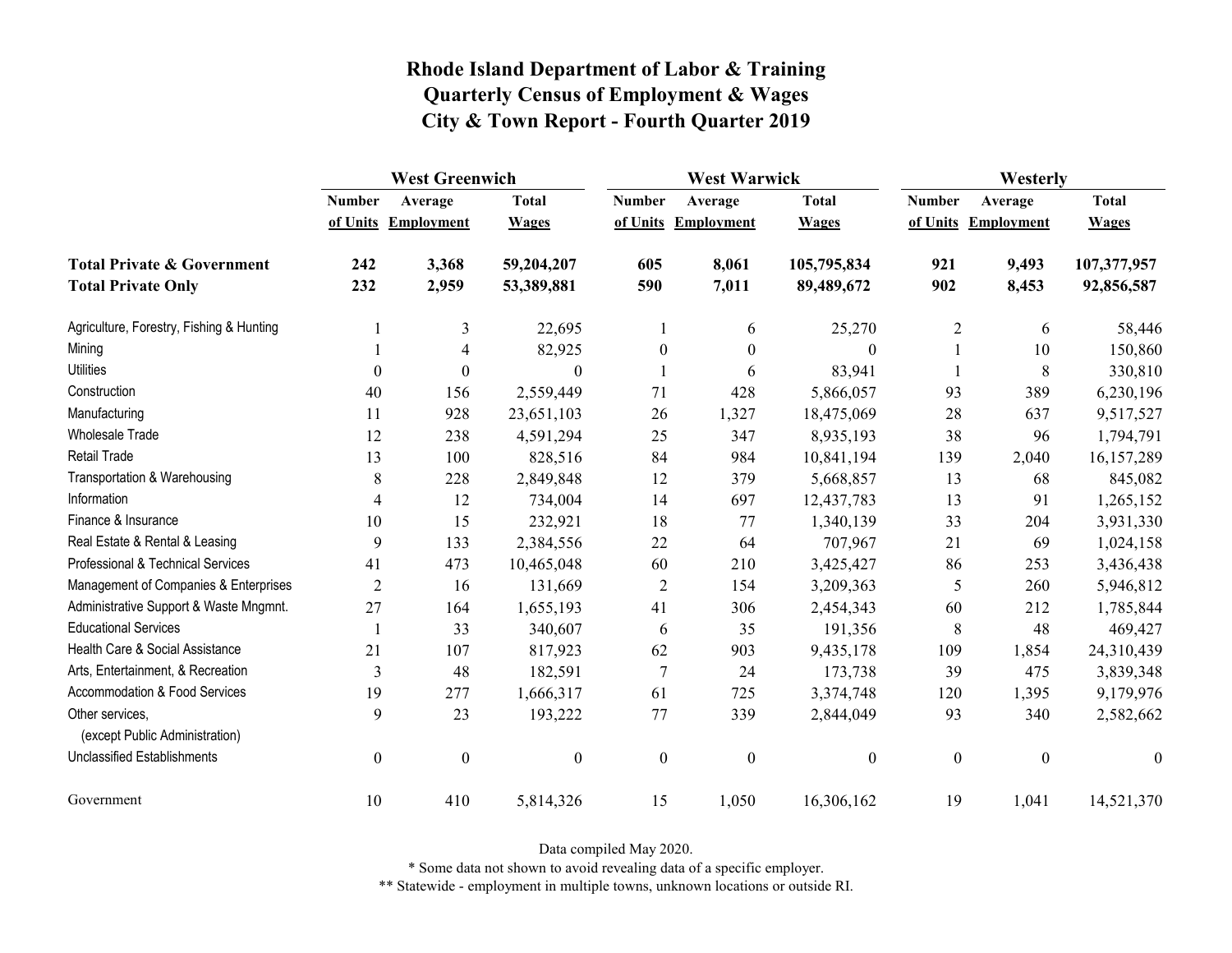# Rhode Island Department of Labor & Training
## Quarterly Census of Employment & Wages
## City & Town Report - Fourth Quarter 2019

| | West Greenwich | | | West Warwick | | | Westerly | | |
|---|---|---|---|---|---|---|---|---|---|
| | Number of Units | Average Employment | Total Wages | Number of Units | Average Employment | Total Wages | Number of Units | Average Employment | Total Wages |
| **Total Private & Government** | **242** | **3,368** | **59,204,207** | **605** | **8,061** | **105,795,834** | **921** | **9,493** | **107,377,957** |
| **Total Private Only** | **232** | **2,959** | **53,389,881** | **590** | **7,011** | **89,489,672** | **902** | **8,453** | **92,856,587** |
| Agriculture, Forestry, Fishing & Hunting | 1 | 3 | 22,695 | 1 | 6 | 25,270 | 2 | 6 | 58,446 |
| Mining | 1 | 4 | 82,925 | 0 | 0 | 0 | 1 | 10 | 150,860 |
| Utilities | 0 | 0 | 0 | 1 | 6 | 83,941 | 1 | 8 | 330,810 |
| Construction | 40 | 156 | 2,559,449 | 71 | 428 | 5,866,057 | 93 | 389 | 6,230,196 |
| Manufacturing | 11 | 928 | 23,651,103 | 26 | 1,327 | 18,475,069 | 28 | 637 | 9,517,527 |
| Wholesale Trade | 12 | 238 | 4,591,294 | 25 | 347 | 8,935,193 | 38 | 96 | 1,794,791 |
| Retail Trade | 13 | 100 | 828,516 | 84 | 984 | 10,841,194 | 139 | 2,040 | 16,157,289 |
| Transportation & Warehousing | 8 | 228 | 2,849,848 | 12 | 379 | 5,668,857 | 13 | 68 | 845,082 |
| Information | 4 | 12 | 734,004 | 14 | 697 | 12,437,783 | 13 | 91 | 1,265,152 |
| Finance & Insurance | 10 | 15 | 232,921 | 18 | 77 | 1,340,139 | 33 | 204 | 3,931,330 |
| Real Estate & Rental & Leasing | 9 | 133 | 2,384,556 | 22 | 64 | 707,967 | 21 | 69 | 1,024,158 |
| Professional & Technical Services | 41 | 473 | 10,465,048 | 60 | 210 | 3,425,427 | 86 | 253 | 3,436,438 |
| Management of Companies & Enterprises | 2 | 16 | 131,669 | 2 | 154 | 3,209,363 | 5 | 260 | 5,946,812 |
| Administrative Support & Waste Mngmnt. | 27 | 164 | 1,655,193 | 41 | 306 | 2,454,343 | 60 | 212 | 1,785,844 |
| Educational Services | 1 | 33 | 340,607 | 6 | 35 | 191,356 | 8 | 48 | 469,427 |
| Health Care & Social Assistance | 21 | 107 | 817,923 | 62 | 903 | 9,435,178 | 109 | 1,854 | 24,310,439 |
| Arts, Entertainment, & Recreation | 3 | 48 | 182,591 | 7 | 24 | 173,738 | 39 | 475 | 3,839,348 |
| Accommodation & Food Services | 19 | 277 | 1,666,317 | 61 | 725 | 3,374,748 | 120 | 1,395 | 9,179,976 |
| Other services, (except Public Administration) | 9 | 23 | 193,222 | 77 | 339 | 2,844,049 | 93 | 340 | 2,582,662 |
| Unclassified Establishments | 0 | 0 | 0 | 0 | 0 | 0 | 0 | 0 | 0 |
| Government | 10 | 410 | 5,814,326 | 15 | 1,050 | 16,306,162 | 19 | 1,041 | 14,521,370 |

Data compiled May 2020.

\* Some data not shown to avoid revealing data of a specific employer.

\*\* Statewide - employment in multiple towns, unknown locations or outside RI.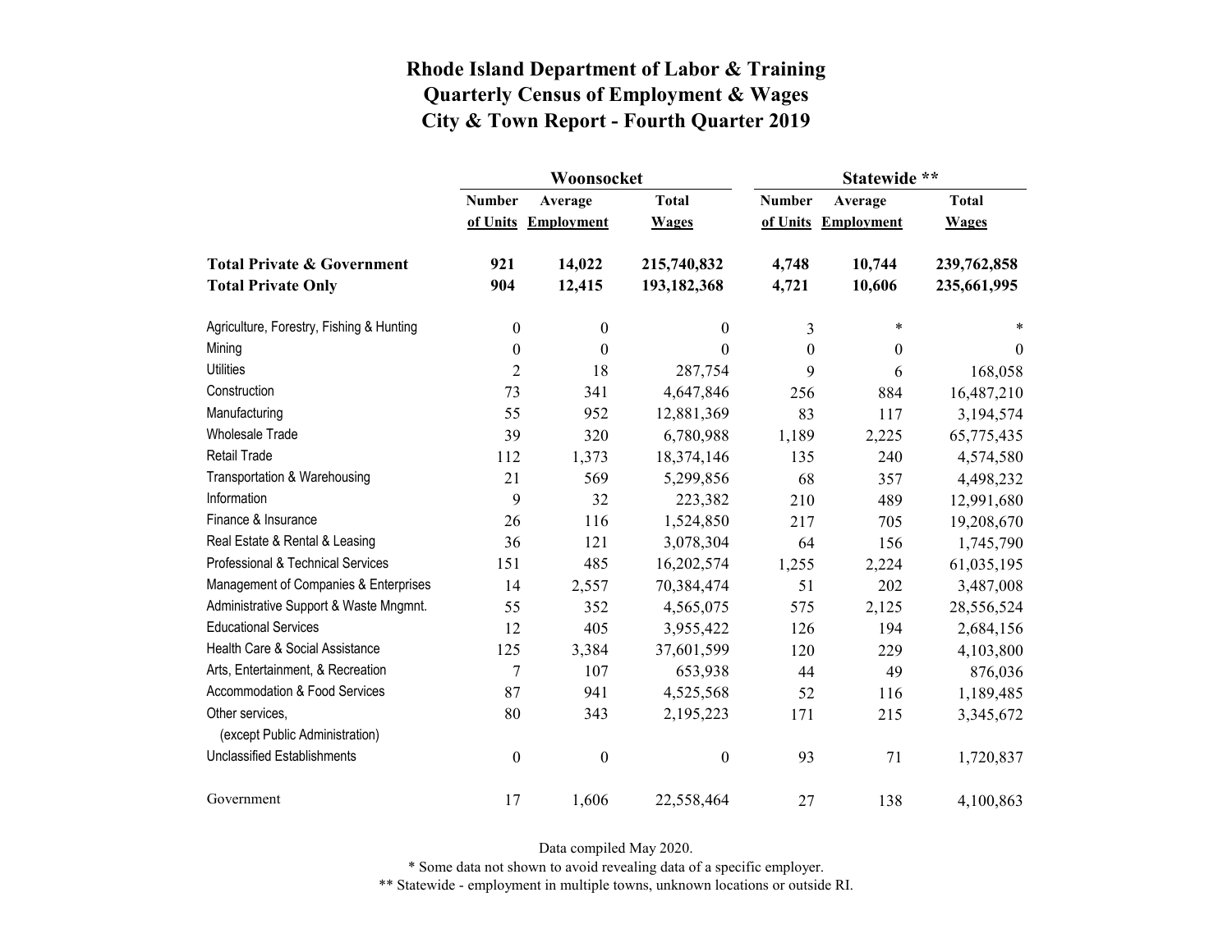# Rhode Island Department of Labor & Training
## Quarterly Census of Employment & Wages
## City & Town Report - Fourth Quarter 2019

| | Woonsocket | | | Statewide ** | | |
|---|---|---|---|---|---|---|
| | Number of Units | Average Employment | Total Wages | Number of Units | Average Employment | Total Wages |
| **Total Private & Government** | **921** | **14,022** | **215,740,832** | **4,748** | **10,744** | **239,762,858** |
| **Total Private Only** | **904** | **12,415** | **193,182,368** | **4,721** | **10,606** | **235,661,995** |
| Agriculture, Forestry, Fishing & Hunting | 0 | 0 | 0 | 3 | * | * |
| Mining | 0 | 0 | 0 | 0 | 0 | 0 |
| Utilities | 2 | 18 | 287,754 | 9 | 6 | 168,058 |
| Construction | 73 | 341 | 4,647,846 | 256 | 884 | 16,487,210 |
| Manufacturing | 55 | 952 | 12,881,369 | 83 | 117 | 3,194,574 |
| Wholesale Trade | 39 | 320 | 6,780,988 | 1,189 | 2,225 | 65,775,435 |
| Retail Trade | 112 | 1,373 | 18,374,146 | 135 | 240 | 4,574,580 |
| Transportation & Warehousing | 21 | 569 | 5,299,856 | 68 | 357 | 4,498,232 |
| Information | 9 | 32 | 223,382 | 210 | 489 | 12,991,680 |
| Finance & Insurance | 26 | 116 | 1,524,850 | 217 | 705 | 19,208,670 |
| Real Estate & Rental & Leasing | 36 | 121 | 3,078,304 | 64 | 156 | 1,745,790 |
| Professional & Technical Services | 151 | 485 | 16,202,574 | 1,255 | 2,224 | 61,035,195 |
| Management of Companies & Enterprises | 14 | 2,557 | 70,384,474 | 51 | 202 | 3,487,008 |
| Administrative Support & Waste Mngmnt. | 55 | 352 | 4,565,075 | 575 | 2,125 | 28,556,524 |
| Educational Services | 12 | 405 | 3,955,422 | 126 | 194 | 2,684,156 |
| Health Care & Social Assistance | 125 | 3,384 | 37,601,599 | 120 | 229 | 4,103,800 |
| Arts, Entertainment, & Recreation | 7 | 107 | 653,938 | 44 | 49 | 876,036 |
| Accommodation & Food Services | 87 | 941 | 4,525,568 | 52 | 116 | 1,189,485 |
| Other services, (except Public Administration) | 80 | 343 | 2,195,223 | 171 | 215 | 3,345,672 |
| Unclassified Establishments | 0 | 0 | 0 | 93 | 71 | 1,720,837 |
| Government | 17 | 1,606 | 22,558,464 | 27 | 138 | 4,100,863 |

Data compiled May 2020.

* Some data not shown to avoid revealing data of a specific employer.

** Statewide - employment in multiple towns, unknown locations or outside RI.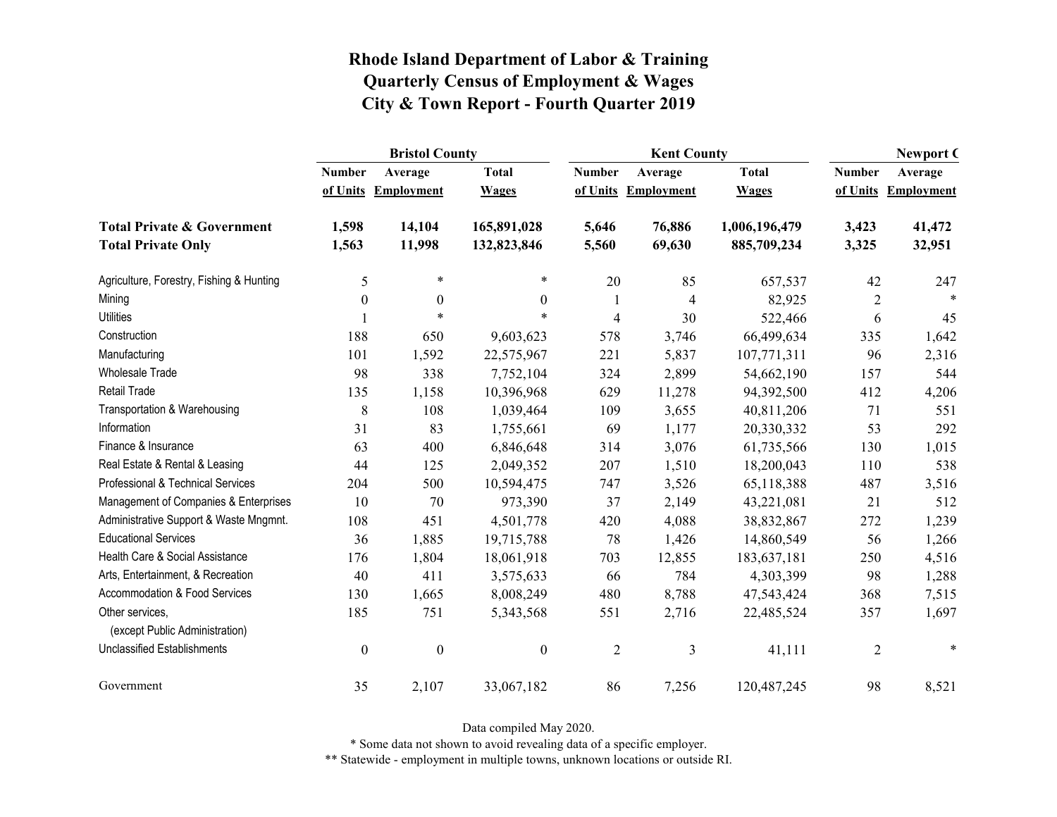# Rhode Island Department of Labor & Training
## Quarterly Census of Employment & Wages
## City & Town Report - Fourth Quarter 2019

| | Bristol County | | | Kent County | | | Newport C | |
|---|---|---|---|---|---|---|---|---|
| | Number of Units | Average Employment | Total Wages | Number of Units | Average Employment | Total Wages | Number of Units | Average Employment |
| **Total Private & Government** | **1,598** | **14,104** | **165,891,028** | **5,646** | **76,886** | **1,006,196,479** | **3,423** | **41,472** |
| **Total Private Only** | **1,563** | **11,998** | **132,823,846** | **5,560** | **69,630** | **885,709,234** | **3,325** | **32,951** |
| Agriculture, Forestry, Fishing & Hunting | 5 | * | * | 20 | 85 | 657,537 | 42 | 247 |
| Mining | 0 | 0 | 0 | 1 | 4 | 82,925 | 2 | * |
| Utilities | 1 | * | * | 4 | 30 | 522,466 | 6 | 45 |
| Construction | 188 | 650 | 9,603,623 | 578 | 3,746 | 66,499,634 | 335 | 1,642 |
| Manufacturing | 101 | 1,592 | 22,575,967 | 221 | 5,837 | 107,771,311 | 96 | 2,316 |
| Wholesale Trade | 98 | 338 | 7,752,104 | 324 | 2,899 | 54,662,190 | 157 | 544 |
| Retail Trade | 135 | 1,158 | 10,396,968 | 629 | 11,278 | 94,392,500 | 412 | 4,206 |
| Transportation & Warehousing | 8 | 108 | 1,039,464 | 109 | 3,655 | 40,811,206 | 71 | 551 |
| Information | 31 | 83 | 1,755,661 | 69 | 1,177 | 20,330,332 | 53 | 292 |
| Finance & Insurance | 63 | 400 | 6,846,648 | 314 | 3,076 | 61,735,566 | 130 | 1,015 |
| Real Estate & Rental & Leasing | 44 | 125 | 2,049,352 | 207 | 1,510 | 18,200,043 | 110 | 538 |
| Professional & Technical Services | 204 | 500 | 10,594,475 | 747 | 3,526 | 65,118,388 | 487 | 3,516 |
| Management of Companies & Enterprises | 10 | 70 | 973,390 | 37 | 2,149 | 43,221,081 | 21 | 512 |
| Administrative Support & Waste Mngmnt. | 108 | 451 | 4,501,778 | 420 | 4,088 | 38,832,867 | 272 | 1,239 |
| Educational Services | 36 | 1,885 | 19,715,788 | 78 | 1,426 | 14,860,549 | 56 | 1,266 |
| Health Care & Social Assistance | 176 | 1,804 | 18,061,918 | 703 | 12,855 | 183,637,181 | 250 | 4,516 |
| Arts, Entertainment, & Recreation | 40 | 411 | 3,575,633 | 66 | 784 | 4,303,399 | 98 | 1,288 |
| Accommodation & Food Services | 130 | 1,665 | 8,008,249 | 480 | 8,788 | 47,543,424 | 368 | 7,515 |
| Other services, (except Public Administration) | 185 | 751 | 5,343,568 | 551 | 2,716 | 22,485,524 | 357 | 1,697 |
| Unclassified Establishments | 0 | 0 | 0 | 2 | 3 | 41,111 | 2 | * |
| Government | 35 | 2,107 | 33,067,182 | 86 | 7,256 | 120,487,245 | 98 | 8,521 |

Data compiled May 2020.

* Some data not shown to avoid revealing data of a specific employer.

** Statewide - employment in multiple towns, unknown locations or outside RI.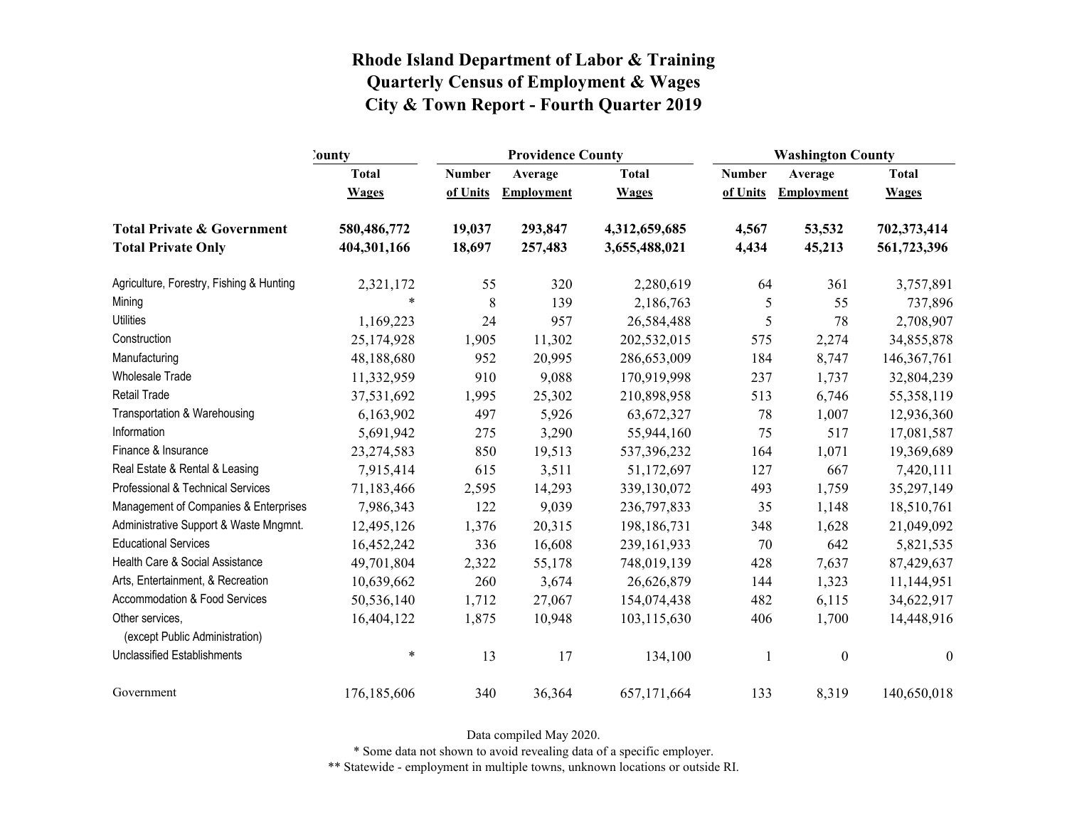# Rhode Island Department of Labor & Training
# Quarterly Census of Employment & Wages
# City & Town Report - Fourth Quarter 2019

| | County | Providence County | | | Washington County | | |
|---|---|---|---|---|---|---|---|
| | Total Wages | Number of Units | Average Employment | Total Wages | Number of Units | Average Employment | Total Wages |
| **Total Private & Government** | **580,486,772** | **19,037** | **293,847** | **4,312,659,685** | **4,567** | **53,532** | **702,373,414** |
| **Total Private Only** | **404,301,166** | **18,697** | **257,483** | **3,655,488,021** | **4,434** | **45,213** | **561,723,396** |
| Agriculture, Forestry, Fishing & Hunting | 2,321,172 | 55 | 320 | 2,280,619 | 64 | 361 | 3,757,891 |
| Mining | * | 8 | 139 | 2,186,763 | 5 | 55 | 737,896 |
| Utilities | 1,169,223 | 24 | 957 | 26,584,488 | 5 | 78 | 2,708,907 |
| Construction | 25,174,928 | 1,905 | 11,302 | 202,532,015 | 575 | 2,274 | 34,855,878 |
| Manufacturing | 48,188,680 | 952 | 20,995 | 286,653,009 | 184 | 8,747 | 146,367,761 |
| Wholesale Trade | 11,332,959 | 910 | 9,088 | 170,919,998 | 237 | 1,737 | 32,804,239 |
| Retail Trade | 37,531,692 | 1,995 | 25,302 | 210,898,958 | 513 | 6,746 | 55,358,119 |
| Transportation & Warehousing | 6,163,902 | 497 | 5,926 | 63,672,327 | 78 | 1,007 | 12,936,360 |
| Information | 5,691,942 | 275 | 3,290 | 55,944,160 | 75 | 517 | 17,081,587 |
| Finance & Insurance | 23,274,583 | 850 | 19,513 | 537,396,232 | 164 | 1,071 | 19,369,689 |
| Real Estate & Rental & Leasing | 7,915,414 | 615 | 3,511 | 51,172,697 | 127 | 667 | 7,420,111 |
| Professional & Technical Services | 71,183,466 | 2,595 | 14,293 | 339,130,072 | 493 | 1,759 | 35,297,149 |
| Management of Companies & Enterprises | 7,986,343 | 122 | 9,039 | 236,797,833 | 35 | 1,148 | 18,510,761 |
| Administrative Support & Waste Mngmnt. | 12,495,126 | 1,376 | 20,315 | 198,186,731 | 348 | 1,628 | 21,049,092 |
| Educational Services | 16,452,242 | 336 | 16,608 | 239,161,933 | 70 | 642 | 5,821,535 |
| Health Care & Social Assistance | 49,701,804 | 2,322 | 55,178 | 748,019,139 | 428 | 7,637 | 87,429,637 |
| Arts, Entertainment, & Recreation | 10,639,662 | 260 | 3,674 | 26,626,879 | 144 | 1,323 | 11,144,951 |
| Accommodation & Food Services | 50,536,140 | 1,712 | 27,067 | 154,074,438 | 482 | 6,115 | 34,622,917 |
| Other services, (except Public Administration) | 16,404,122 | 1,875 | 10,948 | 103,115,630 | 406 | 1,700 | 14,448,916 |
| Unclassified Establishments | * | 13 | 17 | 134,100 | 1 | 0 | 0 |
| Government | 176,185,606 | 340 | 36,364 | 657,171,664 | 133 | 8,319 | 140,650,018 |

Data compiled May 2020.

* Some data not shown to avoid revealing data of a specific employer.

** Statewide - employment in multiple towns, unknown locations or outside RI.